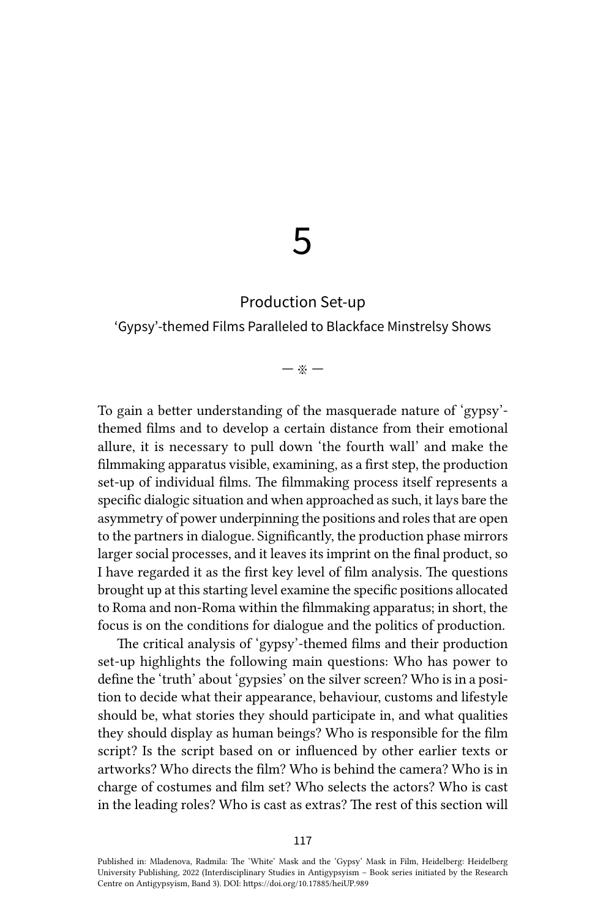# 5

## Production Set-up

### 'Gypsy'-themed Films Paralleled to Blackface Minstrelsy Shows

— ※ —

To gain a better understanding of the masquerade nature of 'gypsy'-themed films and to develop a certain distance from their emotional allure, it is necessary to pull down 'the fourth wall' and make the filmmaking apparatus visible, examining, as a first step, the production set-up of individual films. The filmmaking process itself represents a specific dialogic situation and when approached as such, it lays bare the asymmetry of power underpinning the positions and roles that are open to the partners in dialogue. Significantly, the production phase mirrors larger social processes, and it leaves its imprint on the final product, so I have regarded it as the first key level of film analysis. The questions brought up at this starting level examine the specific positions allocated to Roma and non-Roma within the filmmaking apparatus; in short, the focus is on the conditions for dialogue and the politics of production.

The critical analysis of 'gypsy'-themed films and their production set-up highlights the following main questions: Who has power to define the 'truth' about 'gypsies' on the silver screen? Who is in a position to decide what their appearance, behaviour, customs and lifestyle should be, what stories they should participate in, and what qualities they should display as human beings? Who is responsible for the film script? Is the script based on or influenced by other earlier texts or artworks? Who directs the film? Who is behind the camera? Who is in charge of costumes and film set? Who selects the actors? Who is cast in the leading roles? Who is cast as extras? The rest of this section will

Published in: Mladenova, Radmila: The 'White' Mask and the 'Gypsy' Mask in Film, Heidelberg: Heidelberg University Publishing, 2022 (Interdisciplinary Studies in Antigypsyism – Book series initiated by the Research Centre on Antigypsyism, Band 3). DOI: https://doi.org/10.17885/heiUP.989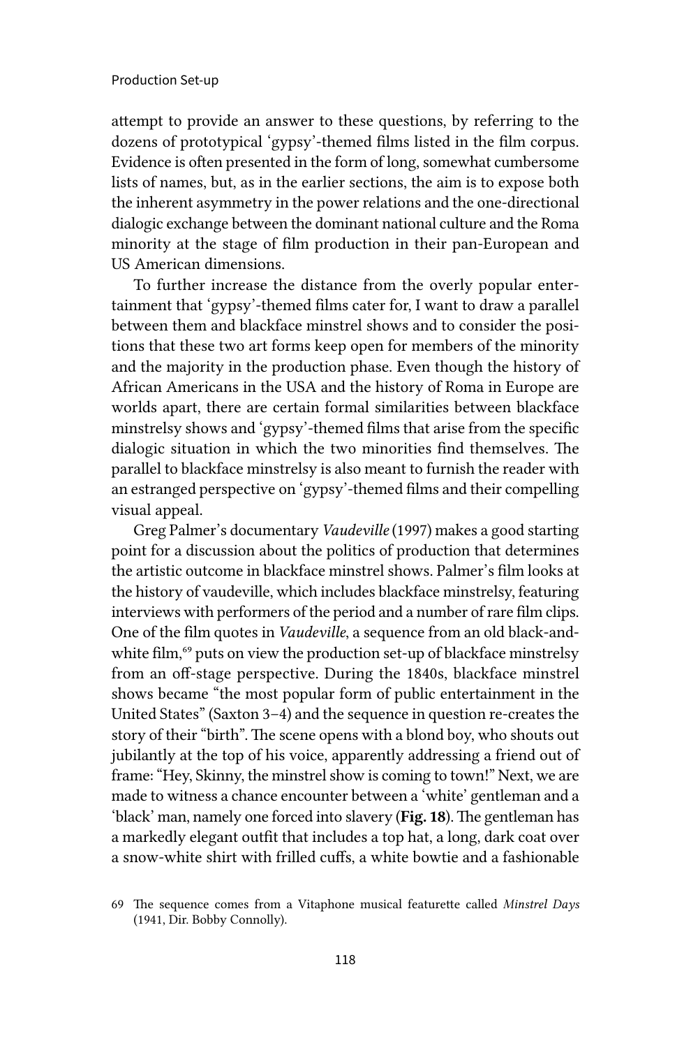attempt to provide an answer to these questions, by referring to the dozens of prototypical 'gypsy'-themed films listed in the film corpus. Evidence is often presented in the form of long, somewhat cumbersome lists of names, but, as in the earlier sections, the aim is to expose both the inherent asymmetry in the power relations and the one-directional dialogic exchange between the dominant national culture and the Roma minority at the stage of film production in their pan-European and US American dimensions.

To further increase the distance from the overly popular entertainment that 'gypsy'-themed films cater for, I want to draw a parallel between them and blackface minstrel shows and to consider the positions that these two art forms keep open for members of the minority and the majority in the production phase. Even though the history of African Americans in the USA and the history of Roma in Europe are worlds apart, there are certain formal similarities between blackface minstrelsy shows and 'gypsy'-themed films that arise from the specific dialogic situation in which the two minorities find themselves. The parallel to blackface minstrelsy is also meant to furnish the reader with an estranged perspective on 'gypsy'-themed films and their compelling visual appeal.

Greg Palmer's documentary *Vaudeville* (1997) makes a good starting point for a discussion about the politics of production that determines the artistic outcome in blackface minstrel shows. Palmer's film looks at the history of vaudeville, which includes blackface minstrelsy, featuring interviews with performers of the period and a number of rare film clips. One of the film quotes in *Vaudeville*, a sequence from an old black-and-white film,[69] puts on view the production set-up of blackface minstrelsy from an off-stage perspective. During the 1840s, blackface minstrel shows became "the most popular form of public entertainment in the United States" (Saxton 3–4) and the sequence in question re-creates the story of their "birth". The scene opens with a blond boy, who shouts out jubilantly at the top of his voice, apparently addressing a friend out of frame: "Hey, Skinny, the minstrel show is coming to town!" Next, we are made to witness a chance encounter between a 'white' gentleman and a 'black' man, namely one forced into slavery (**Fig. 18**). The gentleman has a markedly elegant outfit that includes a top hat, a long, dark coat over a snow-white shirt with frilled cuffs, a white bowtie and a fashionable

69 The sequence comes from a Vitaphone musical featurette called *Minstrel Days* (1941, Dir. Bobby Connolly).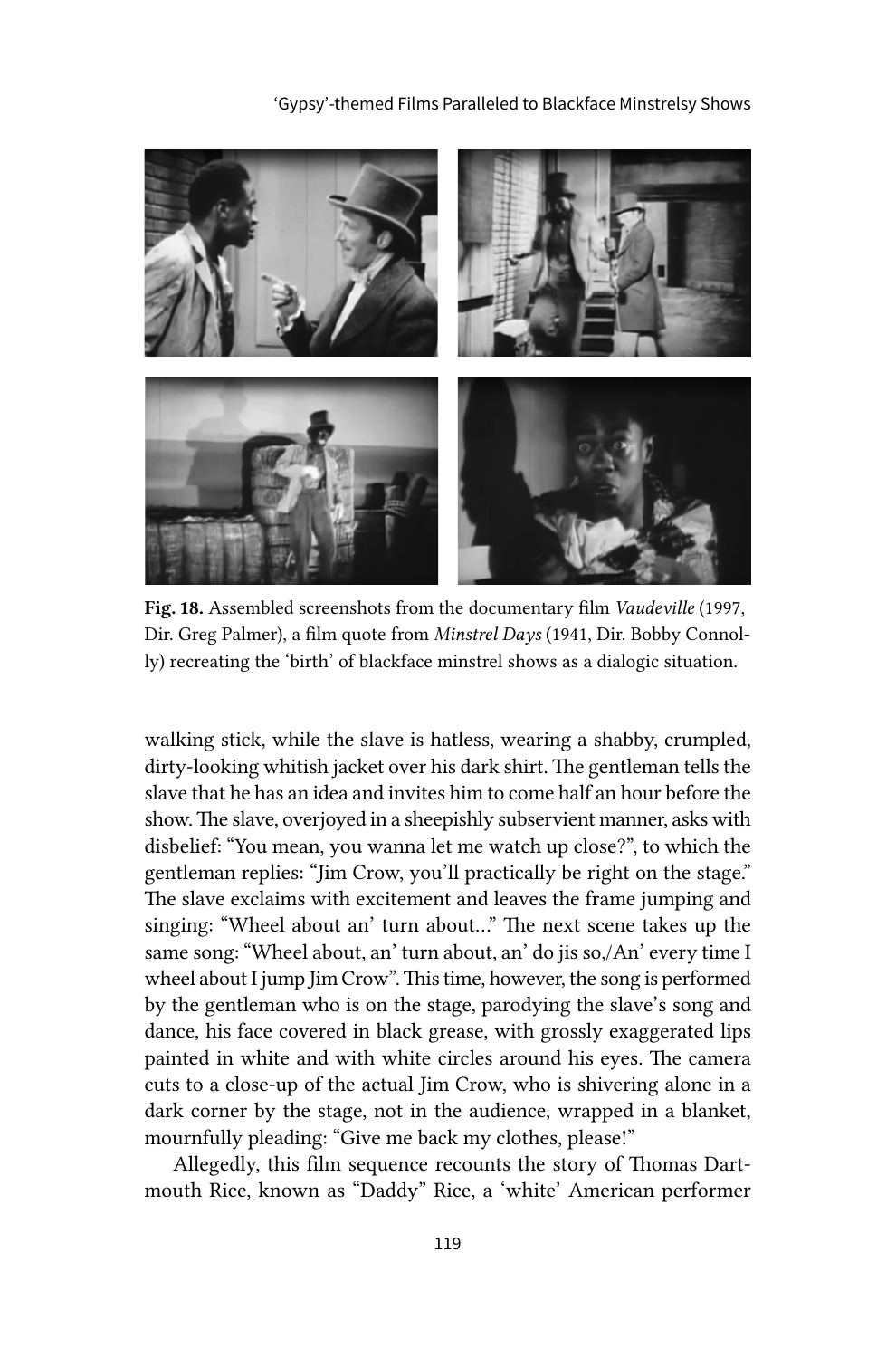**Fig. 18.** Assembled screenshots from the documentary film *Vaudeville* (1997, Dir. Greg Palmer), a film quote from *Minstrel Days* (1941, Dir. Bobby Connolly) recreating the 'birth' of blackface minstrel shows as a dialogic situation.

walking stick, while the slave is hatless, wearing a shabby, crumpled, dirty-looking whitish jacket over his dark shirt. The gentleman tells the slave that he has an idea and invites him to come half an hour before the show. The slave, overjoyed in a sheepishly subservient manner, asks with disbelief: "You mean, you wanna let me watch up close?", to which the gentleman replies: "Jim Crow, you'll practically be right on the stage." The slave exclaims with excitement and leaves the frame jumping and singing: "Wheel about an' turn about…" The next scene takes up the same song: "Wheel about, an' turn about, an' do jis so,/An' every time I wheel about I jump Jim Crow". This time, however, the song is performed by the gentleman who is on the stage, parodying the slave's song and dance, his face covered in black grease, with grossly exaggerated lips painted in white and with white circles around his eyes. The camera cuts to a close-up of the actual Jim Crow, who is shivering alone in a dark corner by the stage, not in the audience, wrapped in a blanket, mournfully pleading: "Give me back my clothes, please!"

Allegedly, this film sequence recounts the story of Thomas Dartmouth Rice, known as "Daddy" Rice, a 'white' American performer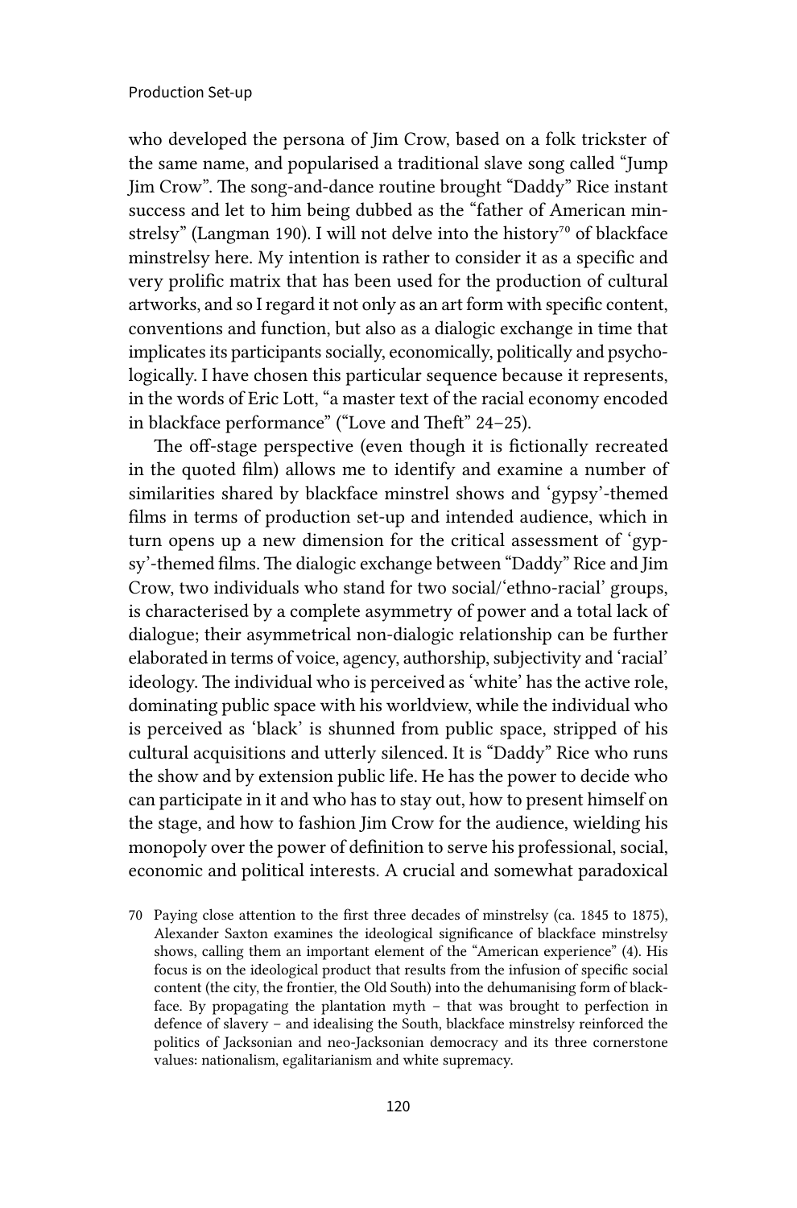who developed the persona of Jim Crow, based on a folk trickster of the same name, and popularised a traditional slave song called "Jump Jim Crow". The song-and-dance routine brought "Daddy" Rice instant success and let to him being dubbed as the "father of American minstrelsy" (Langman 190). I will not delve into the history[70] of blackface minstrelsy here. My intention is rather to consider it as a specific and very prolific matrix that has been used for the production of cultural artworks, and so I regard it not only as an art form with specific content, conventions and function, but also as a dialogic exchange in time that implicates its participants socially, economically, politically and psychologically. I have chosen this particular sequence because it represents, in the words of Eric Lott, "a master text of the racial economy encoded in blackface performance" ("Love and Theft" 24–25).

The off-stage perspective (even though it is fictionally recreated in the quoted film) allows me to identify and examine a number of similarities shared by blackface minstrel shows and 'gypsy'-themed films in terms of production set-up and intended audience, which in turn opens up a new dimension for the critical assessment of 'gypsy'-themed films. The dialogic exchange between "Daddy" Rice and Jim Crow, two individuals who stand for two social/'ethno-racial' groups, is characterised by a complete asymmetry of power and a total lack of dialogue; their asymmetrical non-dialogic relationship can be further elaborated in terms of voice, agency, authorship, subjectivity and 'racial' ideology. The individual who is perceived as 'white' has the active role, dominating public space with his worldview, while the individual who is perceived as 'black' is shunned from public space, stripped of his cultural acquisitions and utterly silenced. It is "Daddy" Rice who runs the show and by extension public life. He has the power to decide who can participate in it and who has to stay out, how to present himself on the stage, and how to fashion Jim Crow for the audience, wielding his monopoly over the power of definition to serve his professional, social, economic and political interests. A crucial and somewhat paradoxical

70 Paying close attention to the first three decades of minstrelsy (ca. 1845 to 1875), Alexander Saxton examines the ideological significance of blackface minstrelsy shows, calling them an important element of the "American experience" (4). His focus is on the ideological product that results from the infusion of specific social content (the city, the frontier, the Old South) into the dehumanising form of blackface. By propagating the plantation myth – that was brought to perfection in defence of slavery – and idealising the South, blackface minstrelsy reinforced the politics of Jacksonian and neo-Jacksonian democracy and its three cornerstone values: nationalism, egalitarianism and white supremacy.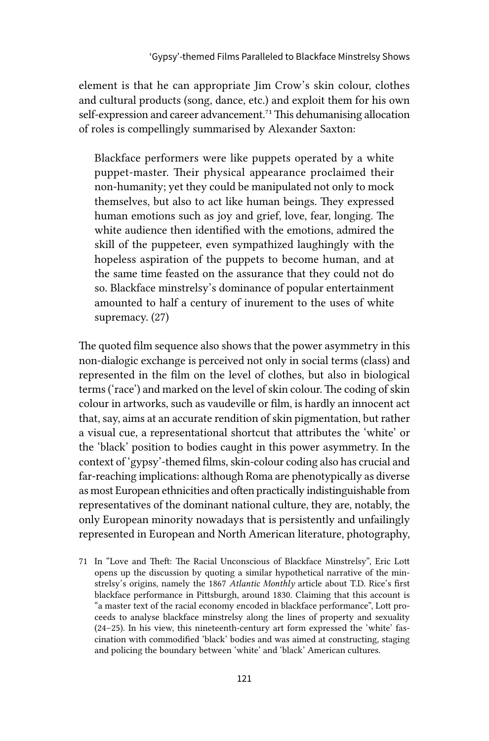element is that he can appropriate Jim Crow's skin colour, clothes and cultural products (song, dance, etc.) and exploit them for his own self-expression and career advancement.[71] This dehumanising allocation of roles is compellingly summarised by Alexander Saxton:

> Blackface performers were like puppets operated by a white puppet-master. Their physical appearance proclaimed their non-humanity; yet they could be manipulated not only to mock themselves, but also to act like human beings. They expressed human emotions such as joy and grief, love, fear, longing. The white audience then identified with the emotions, admired the skill of the puppeteer, even sympathized laughingly with the hopeless aspiration of the puppets to become human, and at the same time feasted on the assurance that they could not do so. Blackface minstrelsy's dominance of popular entertainment amounted to half a century of inurement to the uses of white supremacy. (27)

The quoted film sequence also shows that the power asymmetry in this non-dialogic exchange is perceived not only in social terms (class) and represented in the film on the level of clothes, but also in biological terms ('race') and marked on the level of skin colour. The coding of skin colour in artworks, such as vaudeville or film, is hardly an innocent act that, say, aims at an accurate rendition of skin pigmentation, but rather a visual cue, a representational shortcut that attributes the 'white' or the 'black' position to bodies caught in this power asymmetry. In the context of 'gypsy'-themed films, skin-colour coding also has crucial and far-reaching implications: although Roma are phenotypically as diverse as most European ethnicities and often practically indistinguishable from representatives of the dominant national culture, they are, notably, the only European minority nowadays that is persistently and unfailingly represented in European and North American literature, photography,

71 In "Love and Theft: The Racial Unconscious of Blackface Minstrelsy", Eric Lott opens up the discussion by quoting a similar hypothetical narrative of the minstrelsy's origins, namely the 1867 *Atlantic Monthly* article about T.D. Rice's first blackface performance in Pittsburgh, around 1830. Claiming that this account is "a master text of the racial economy encoded in blackface performance", Lott proceeds to analyse blackface minstrelsy along the lines of property and sexuality (24–25). In his view, this nineteenth-century art form expressed the 'white' fascination with commodified 'black' bodies and was aimed at constructing, staging and policing the boundary between 'white' and 'black' American cultures.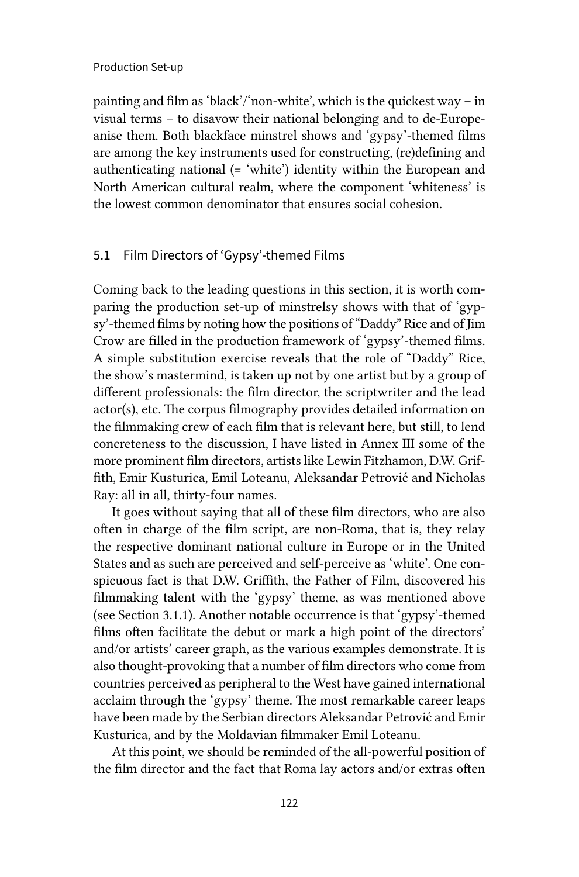painting and film as 'black'/'non-white', which is the quickest way – in visual terms – to disavow their national belonging and to de-Europeanise them. Both blackface minstrel shows and 'gypsy'-themed films are among the key instruments used for constructing, (re)defining and authenticating national (= 'white') identity within the European and North American cultural realm, where the component 'whiteness' is the lowest common denominator that ensures social cohesion.

## 5.1 Film Directors of 'Gypsy'-themed Films

Coming back to the leading questions in this section, it is worth comparing the production set-up of minstrelsy shows with that of 'gypsy'-themed films by noting how the positions of "Daddy" Rice and of Jim Crow are filled in the production framework of 'gypsy'-themed films. A simple substitution exercise reveals that the role of "Daddy" Rice, the show's mastermind, is taken up not by one artist but by a group of different professionals: the film director, the scriptwriter and the lead actor(s), etc. The corpus filmography provides detailed information on the filmmaking crew of each film that is relevant here, but still, to lend concreteness to the discussion, I have listed in Annex III some of the more prominent film directors, artists like Lewin Fitzhamon, D.W. Griffith, Emir Kusturica, Emil Loteanu, Aleksandar Petrović and Nicholas Ray: all in all, thirty-four names.

It goes without saying that all of these film directors, who are also often in charge of the film script, are non-Roma, that is, they relay the respective dominant national culture in Europe or in the United States and as such are perceived and self-perceive as 'white'. One conspicuous fact is that D.W. Griffith, the Father of Film, discovered his filmmaking talent with the 'gypsy' theme, as was mentioned above (see Section 3.1.1). Another notable occurrence is that 'gypsy'-themed films often facilitate the debut or mark a high point of the directors' and/or artists' career graph, as the various examples demonstrate. It is also thought-provoking that a number of film directors who come from countries perceived as peripheral to the West have gained international acclaim through the 'gypsy' theme. The most remarkable career leaps have been made by the Serbian directors Aleksandar Petrović and Emir Kusturica, and by the Moldavian filmmaker Emil Loteanu.

At this point, we should be reminded of the all-powerful position of the film director and the fact that Roma lay actors and/or extras often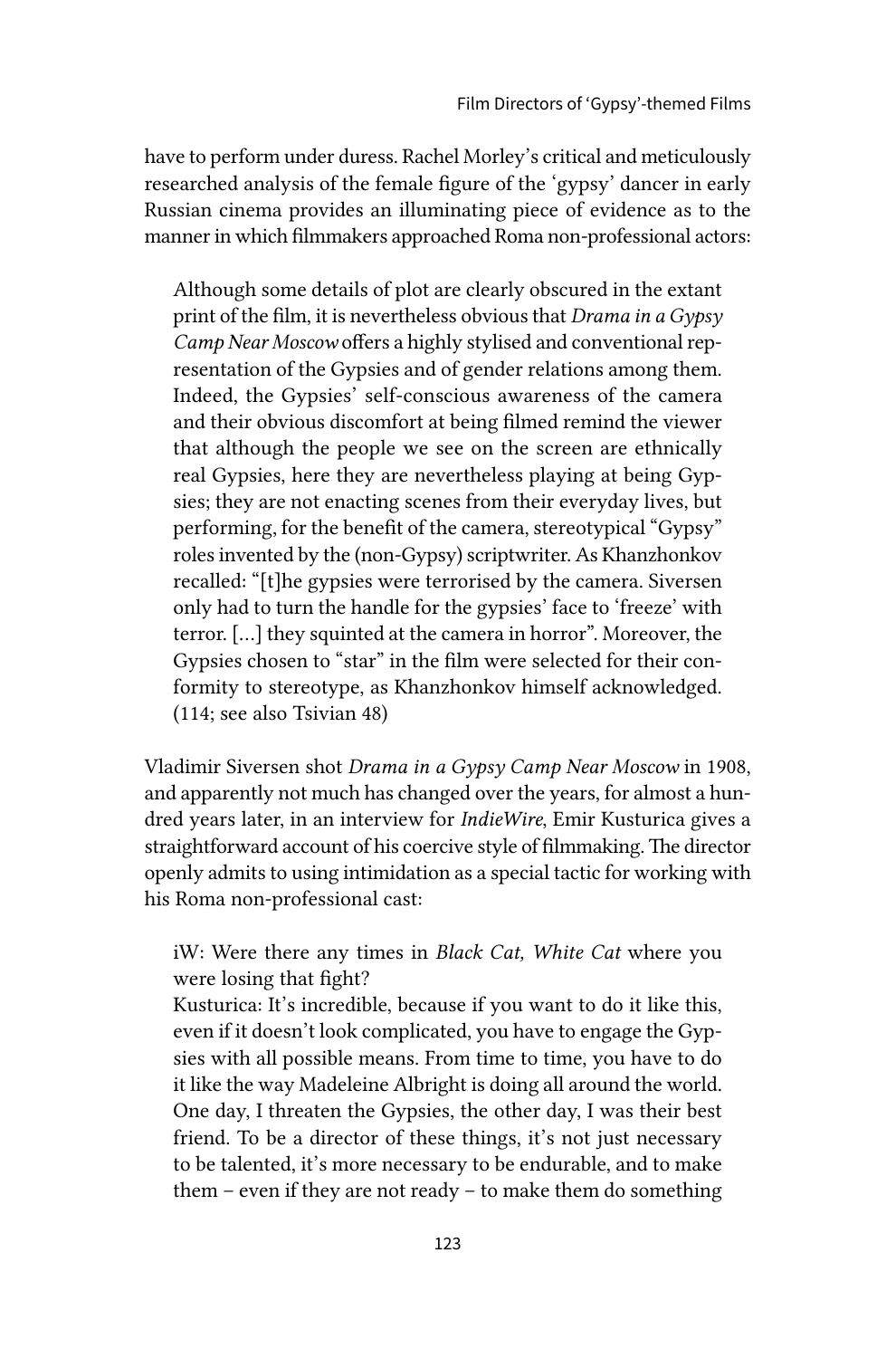have to perform under duress. Rachel Morley's critical and meticulously researched analysis of the female figure of the 'gypsy' dancer in early Russian cinema provides an illuminating piece of evidence as to the manner in which filmmakers approached Roma non-professional actors:

> Although some details of plot are clearly obscured in the extant print of the film, it is nevertheless obvious that *Drama in a Gypsy Camp Near Moscow* offers a highly stylised and conventional representation of the Gypsies and of gender relations among them. Indeed, the Gypsies' self-conscious awareness of the camera and their obvious discomfort at being filmed remind the viewer that although the people we see on the screen are ethnically real Gypsies, here they are nevertheless playing at being Gypsies; they are not enacting scenes from their everyday lives, but performing, for the benefit of the camera, stereotypical "Gypsy" roles invented by the (non-Gypsy) scriptwriter. As Khanzhonkov recalled: "[t]he gypsies were terrorised by the camera. Siversen only had to turn the handle for the gypsies' face to 'freeze' with terror. [...] they squinted at the camera in horror". Moreover, the Gypsies chosen to "star" in the film were selected for their conformity to stereotype, as Khanzhonkov himself acknowledged. (114; see also Tsivian 48)

Vladimir Siversen shot *Drama in a Gypsy Camp Near Moscow* in 1908, and apparently not much has changed over the years, for almost a hundred years later, in an interview for *IndieWire*, Emir Kusturica gives a straightforward account of his coercive style of filmmaking. The director openly admits to using intimidation as a special tactic for working with his Roma non-professional cast:

> iW: Were there any times in *Black Cat, White Cat* where you were losing that fight?
> Kusturica: It's incredible, because if you want to do it like this, even if it doesn't look complicated, you have to engage the Gypsies with all possible means. From time to time, you have to do it like the way Madeleine Albright is doing all around the world. One day, I threaten the Gypsies, the other day, I was their best friend. To be a director of these things, it's not just necessary to be talented, it's more necessary to be endurable, and to make them – even if they are not ready – to make them do something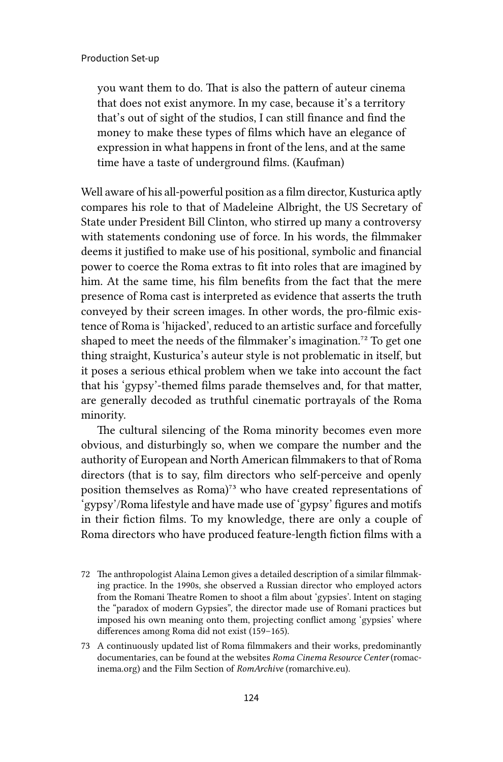> you want them to do. That is also the pattern of auteur cinema that does not exist anymore. In my case, because it's a territory that's out of sight of the studios, I can still finance and find the money to make these types of films which have an elegance of expression in what happens in front of the lens, and at the same time have a taste of underground films. (Kaufman)

Well aware of his all-powerful position as a film director, Kusturica aptly compares his role to that of Madeleine Albright, the US Secretary of State under President Bill Clinton, who stirred up many a controversy with statements condoning use of force. In his words, the filmmaker deems it justified to make use of his positional, symbolic and financial power to coerce the Roma extras to fit into roles that are imagined by him. At the same time, his film benefits from the fact that the mere presence of Roma cast is interpreted as evidence that asserts the truth conveyed by their screen images. In other words, the pro-filmic existence of Roma is 'hijacked', reduced to an artistic surface and forcefully shaped to meet the needs of the filmmaker's imagination.[72] To get one thing straight, Kusturica's auteur style is not problematic in itself, but it poses a serious ethical problem when we take into account the fact that his 'gypsy'-themed films parade themselves and, for that matter, are generally decoded as truthful cinematic portrayals of the Roma minority.

The cultural silencing of the Roma minority becomes even more obvious, and disturbingly so, when we compare the number and the authority of European and North American filmmakers to that of Roma directors (that is to say, film directors who self-perceive and openly position themselves as Roma)[73] who have created representations of 'gypsy'/Roma lifestyle and have made use of 'gypsy' figures and motifs in their fiction films. To my knowledge, there are only a couple of Roma directors who have produced feature-length fiction films with a

72 The anthropologist Alaina Lemon gives a detailed description of a similar filmmaking practice. In the 1990s, she observed a Russian director who employed actors from the Romani Theatre Romen to shoot a film about 'gypsies'. Intent on staging the "paradox of modern Gypsies", the director made use of Romani practices but imposed his own meaning onto them, projecting conflict among 'gypsies' where differences among Roma did not exist (159–165).

73 A continuously updated list of Roma filmmakers and their works, predominantly documentaries, can be found at the websites *Roma Cinema Resource Center* (romacinema.org) and the Film Section of *RomArchive* (romarchive.eu).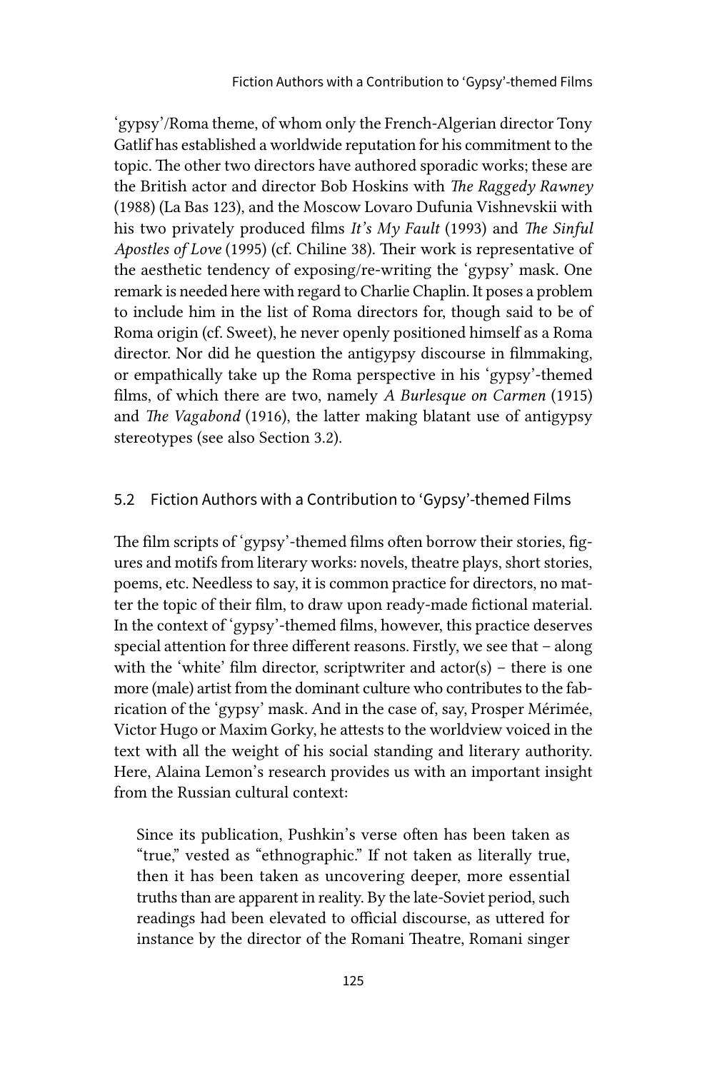'gypsy'/Roma theme, of whom only the French-Algerian director Tony Gatlif has established a worldwide reputation for his commitment to the topic. The other two directors have authored sporadic works; these are the British actor and director Bob Hoskins with *The Raggedy Rawney* (1988) (La Bas 123), and the Moscow Lovaro Dufunia Vishnevskii with his two privately produced films *It's My Fault* (1993) and *The Sinful Apostles of Love* (1995) (cf. Chiline 38). Their work is representative of the aesthetic tendency of exposing/re-writing the 'gypsy' mask. One remark is needed here with regard to Charlie Chaplin. It poses a problem to include him in the list of Roma directors for, though said to be of Roma origin (cf. Sweet), he never openly positioned himself as a Roma director. Nor did he question the antigypsy discourse in filmmaking, or empathically take up the Roma perspective in his 'gypsy'-themed films, of which there are two, namely *A Burlesque on Carmen* (1915) and *The Vagabond* (1916), the latter making blatant use of antigypsy stereotypes (see also Section 3.2).

## 5.2 Fiction Authors with a Contribution to 'Gypsy'-themed Films

The film scripts of 'gypsy'-themed films often borrow their stories, figures and motifs from literary works: novels, theatre plays, short stories, poems, etc. Needless to say, it is common practice for directors, no matter the topic of their film, to draw upon ready-made fictional material. In the context of 'gypsy'-themed films, however, this practice deserves special attention for three different reasons. Firstly, we see that – along with the 'white' film director, scriptwriter and actor(s) – there is one more (male) artist from the dominant culture who contributes to the fabrication of the 'gypsy' mask. And in the case of, say, Prosper Mérimée, Victor Hugo or Maxim Gorky, he attests to the worldview voiced in the text with all the weight of his social standing and literary authority. Here, Alaina Lemon's research provides us with an important insight from the Russian cultural context:

> Since its publication, Pushkin's verse often has been taken as "true," vested as "ethnographic." If not taken as literally true, then it has been taken as uncovering deeper, more essential truths than are apparent in reality. By the late-Soviet period, such readings had been elevated to official discourse, as uttered for instance by the director of the Romani Theatre, Romani singer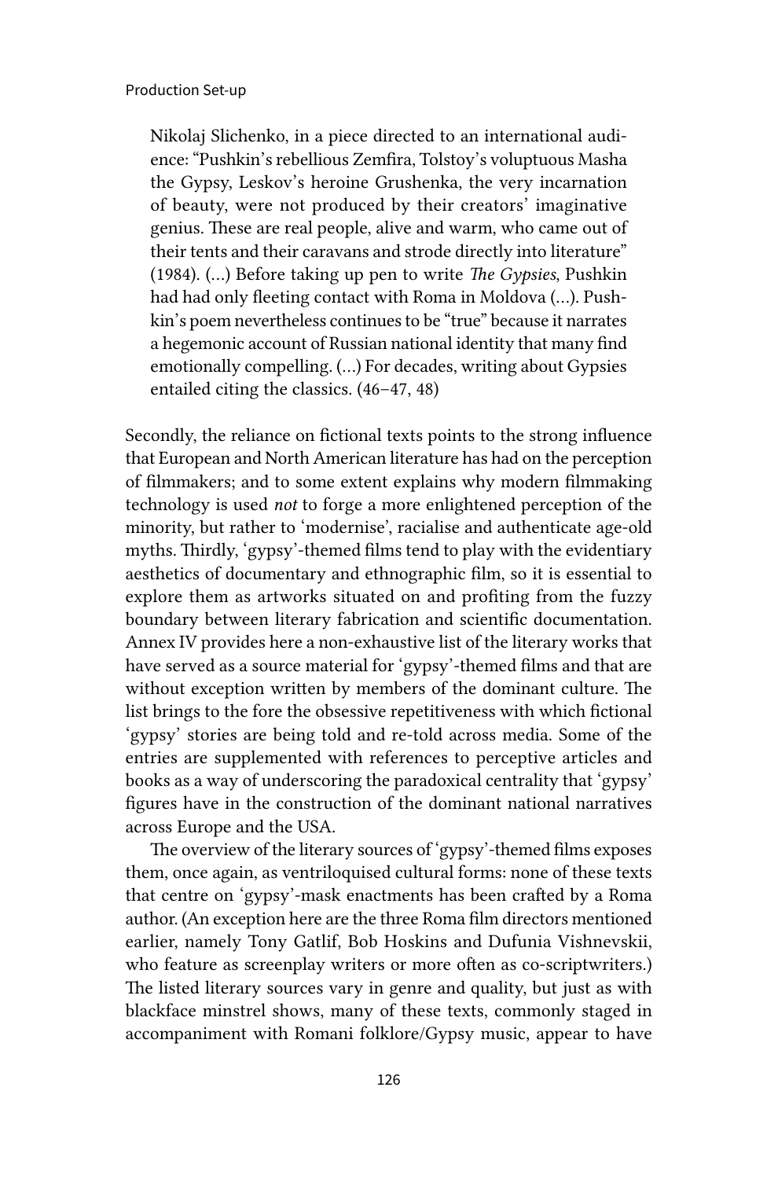> Nikolaj Slichenko, in a piece directed to an international audience: "Pushkin's rebellious Zemfira, Tolstoy's voluptuous Masha the Gypsy, Leskov's heroine Grushenka, the very incarnation of beauty, were not produced by their creators' imaginative genius. These are real people, alive and warm, who came out of their tents and their caravans and strode directly into literature" (1984). (…) Before taking up pen to write *The Gypsies*, Pushkin had had only fleeting contact with Roma in Moldova (…). Pushkin's poem nevertheless continues to be "true" because it narrates a hegemonic account of Russian national identity that many find emotionally compelling. (…) For decades, writing about Gypsies entailed citing the classics. (46–47, 48)

Secondly, the reliance on fictional texts points to the strong influence that European and North American literature has had on the perception of filmmakers; and to some extent explains why modern filmmaking technology is used *not* to forge a more enlightened perception of the minority, but rather to 'modernise', racialise and authenticate age-old myths. Thirdly, 'gypsy'-themed films tend to play with the evidentiary aesthetics of documentary and ethnographic film, so it is essential to explore them as artworks situated on and profiting from the fuzzy boundary between literary fabrication and scientific documentation. Annex IV provides here a non-exhaustive list of the literary works that have served as a source material for 'gypsy'-themed films and that are without exception written by members of the dominant culture. The list brings to the fore the obsessive repetitiveness with which fictional 'gypsy' stories are being told and re-told across media. Some of the entries are supplemented with references to perceptive articles and books as a way of underscoring the paradoxical centrality that 'gypsy' figures have in the construction of the dominant national narratives across Europe and the USA.

The overview of the literary sources of 'gypsy'-themed films exposes them, once again, as ventriloquised cultural forms: none of these texts that centre on 'gypsy'-mask enactments has been crafted by a Roma author. (An exception here are the three Roma film directors mentioned earlier, namely Tony Gatlif, Bob Hoskins and Dufunia Vishnevskii, who feature as screenplay writers or more often as co-scriptwriters.) The listed literary sources vary in genre and quality, but just as with blackface minstrel shows, many of these texts, commonly staged in accompaniment with Romani folklore/Gypsy music, appear to have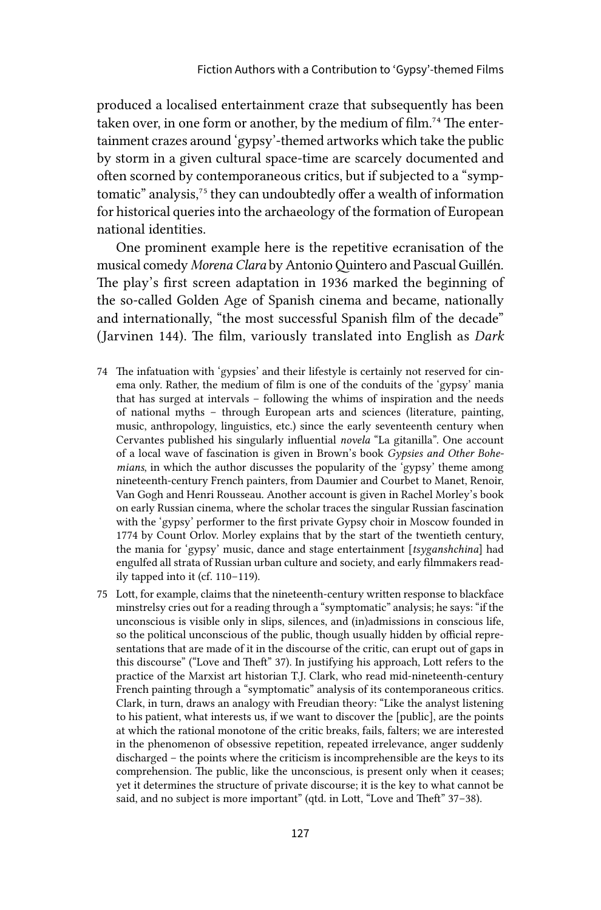produced a localised entertainment craze that subsequently has been taken over, in one form or another, by the medium of film.[74] The entertainment crazes around 'gypsy'-themed artworks which take the public by storm in a given cultural space-time are scarcely documented and often scorned by contemporaneous critics, but if subjected to a "symptomatic" analysis,[75] they can undoubtedly offer a wealth of information for historical queries into the archaeology of the formation of European national identities.

One prominent example here is the repetitive ecranisation of the musical comedy *Morena Clara* by Antonio Quintero and Pascual Guillén. The play's first screen adaptation in 1936 marked the beginning of the so-called Golden Age of Spanish cinema and became, nationally and internationally, "the most successful Spanish film of the decade" (Jarvinen 144). The film, variously translated into English as *Dark*

74 The infatuation with 'gypsies' and their lifestyle is certainly not reserved for cinema only. Rather, the medium of film is one of the conduits of the 'gypsy' mania that has surged at intervals – following the whims of inspiration and the needs of national myths – through European arts and sciences (literature, painting, music, anthropology, linguistics, etc.) since the early seventeenth century when Cervantes published his singularly influential *novela* "La gitanilla". One account of a local wave of fascination is given in Brown's book *Gypsies and Other Bohemians*, in which the author discusses the popularity of the 'gypsy' theme among nineteenth-century French painters, from Daumier and Courbet to Manet, Renoir, Van Gogh and Henri Rousseau. Another account is given in Rachel Morley's book on early Russian cinema, where the scholar traces the singular Russian fascination with the 'gypsy' performer to the first private Gypsy choir in Moscow founded in 1774 by Count Orlov. Morley explains that by the start of the twentieth century, the mania for 'gypsy' music, dance and stage entertainment [*tsyganshchina*] had engulfed all strata of Russian urban culture and society, and early filmmakers readily tapped into it (cf. 110–119).

75 Lott, for example, claims that the nineteenth-century written response to blackface minstrelsy cries out for a reading through a "symptomatic" analysis; he says: "if the unconscious is visible only in slips, silences, and (in)admissions in conscious life, so the political unconscious of the public, though usually hidden by official representations that are made of it in the discourse of the critic, can erupt out of gaps in this discourse" ("Love and Theft" 37). In justifying his approach, Lott refers to the practice of the Marxist art historian T.J. Clark, who read mid-nineteenth-century French painting through a "symptomatic" analysis of its contemporaneous critics. Clark, in turn, draws an analogy with Freudian theory: "Like the analyst listening to his patient, what interests us, if we want to discover the [public], are the points at which the rational monotone of the critic breaks, fails, falters; we are interested in the phenomenon of obsessive repetition, repeated irrelevance, anger suddenly discharged – the points where the criticism is incomprehensible are the keys to its comprehension. The public, like the unconscious, is present only when it ceases; yet it determines the structure of private discourse; it is the key to what cannot be said, and no subject is more important" (qtd. in Lott, "Love and Theft" 37–38).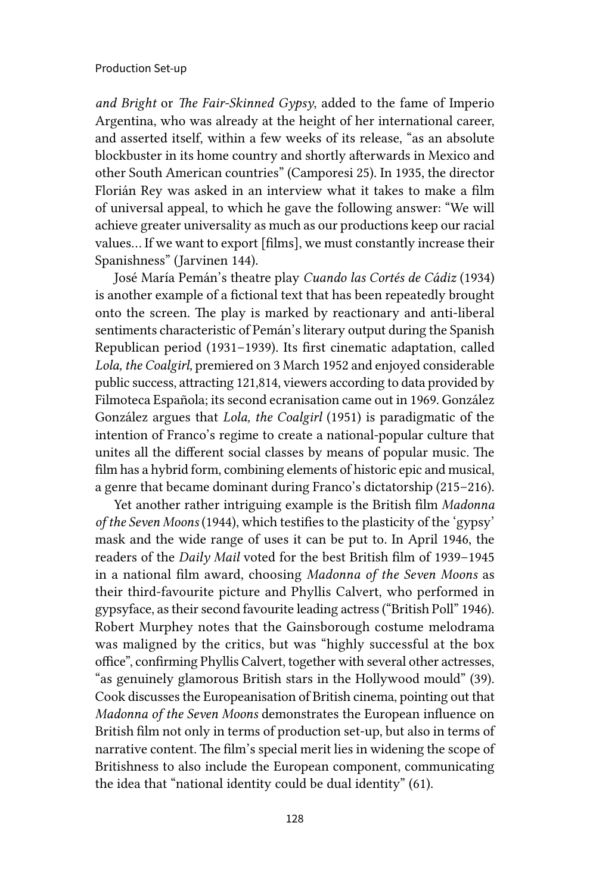*and Bright* or *The Fair-Skinned Gypsy*, added to the fame of Imperio Argentina, who was already at the height of her international career, and asserted itself, within a few weeks of its release, "as an absolute blockbuster in its home country and shortly afterwards in Mexico and other South American countries" (Camporesi 25). In 1935, the director Florián Rey was asked in an interview what it takes to make a film of universal appeal, to which he gave the following answer: "We will achieve greater universality as much as our productions keep our racial values… If we want to export [films], we must constantly increase their Spanishness" (Jarvinen 144).

José María Pemán's theatre play *Cuando las Cortés de Cádiz* (1934) is another example of a fictional text that has been repeatedly brought onto the screen. The play is marked by reactionary and anti-liberal sentiments characteristic of Pemán's literary output during the Spanish Republican period (1931–1939). Its first cinematic adaptation, called *Lola, the Coalgirl*, premiered on 3 March 1952 and enjoyed considerable public success, attracting 121,814, viewers according to data provided by Filmoteca Española; its second ecranisation came out in 1969. González González argues that *Lola, the Coalgirl* (1951) is paradigmatic of the intention of Franco's regime to create a national-popular culture that unites all the different social classes by means of popular music. The film has a hybrid form, combining elements of historic epic and musical, a genre that became dominant during Franco's dictatorship (215–216).

Yet another rather intriguing example is the British film *Madonna of the Seven Moons* (1944), which testifies to the plasticity of the 'gypsy' mask and the wide range of uses it can be put to. In April 1946, the readers of the *Daily Mail* voted for the best British film of 1939–1945 in a national film award, choosing *Madonna of the Seven Moons* as their third-favourite picture and Phyllis Calvert, who performed in gypsyface, as their second favourite leading actress ("British Poll" 1946). Robert Murphey notes that the Gainsborough costume melodrama was maligned by the critics, but was "highly successful at the box office", confirming Phyllis Calvert, together with several other actresses, "as genuinely glamorous British stars in the Hollywood mould" (39). Cook discusses the Europeanisation of British cinema, pointing out that *Madonna of the Seven Moons* demonstrates the European influence on British film not only in terms of production set-up, but also in terms of narrative content. The film's special merit lies in widening the scope of Britishness to also include the European component, communicating the idea that "national identity could be dual identity" (61).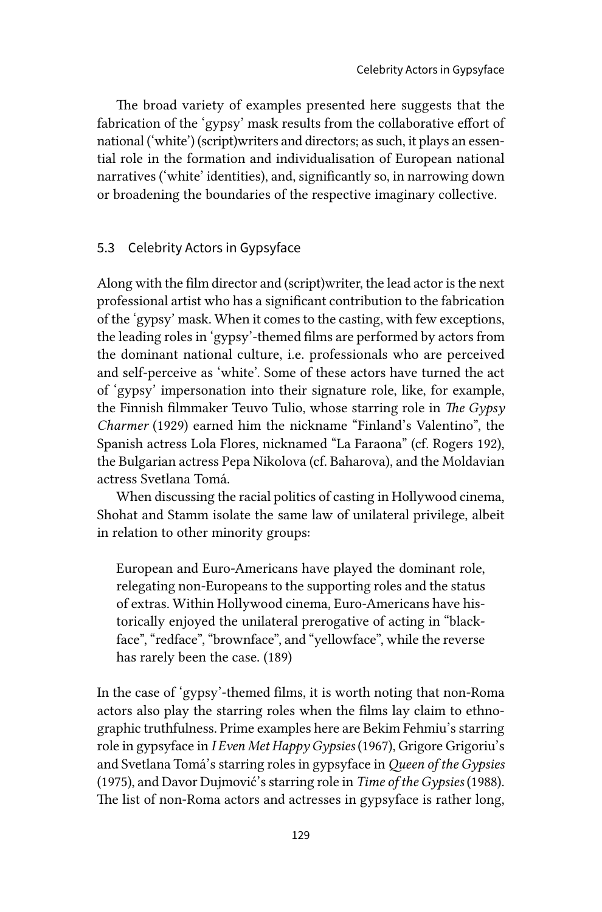The broad variety of examples presented here suggests that the fabrication of the 'gypsy' mask results from the collaborative effort of national ('white') (script)writers and directors; as such, it plays an essential role in the formation and individualisation of European national narratives ('white' identities), and, significantly so, in narrowing down or broadening the boundaries of the respective imaginary collective.

## 5.3 Celebrity Actors in Gypsyface

Along with the film director and (script)writer, the lead actor is the next professional artist who has a significant contribution to the fabrication of the 'gypsy' mask. When it comes to the casting, with few exceptions, the leading roles in 'gypsy'-themed films are performed by actors from the dominant national culture, i.e. professionals who are perceived and self-perceive as 'white'. Some of these actors have turned the act of 'gypsy' impersonation into their signature role, like, for example, the Finnish filmmaker Teuvo Tulio, whose starring role in *The Gypsy Charmer* (1929) earned him the nickname "Finland's Valentino", the Spanish actress Lola Flores, nicknamed "La Faraona" (cf. Rogers 192), the Bulgarian actress Pepa Nikolova (cf. Baharova), and the Moldavian actress Svetlana Tomá.

When discussing the racial politics of casting in Hollywood cinema, Shohat and Stamm isolate the same law of unilateral privilege, albeit in relation to other minority groups:

> European and Euro-Americans have played the dominant role, relegating non-Europeans to the supporting roles and the status of extras. Within Hollywood cinema, Euro-Americans have historically enjoyed the unilateral prerogative of acting in "blackface", "redface", "brownface", and "yellowface", while the reverse has rarely been the case. (189)

In the case of 'gypsy'-themed films, it is worth noting that non-Roma actors also play the starring roles when the films lay claim to ethnographic truthfulness. Prime examples here are Bekim Fehmiu's starring role in gypsyface in *I Even Met Happy Gypsies* (1967), Grigore Grigoriu's and Svetlana Tomá's starring roles in gypsyface in *Queen of the Gypsies* (1975), and Davor Dujmović's starring role in *Time of the Gypsies* (1988). The list of non-Roma actors and actresses in gypsyface is rather long,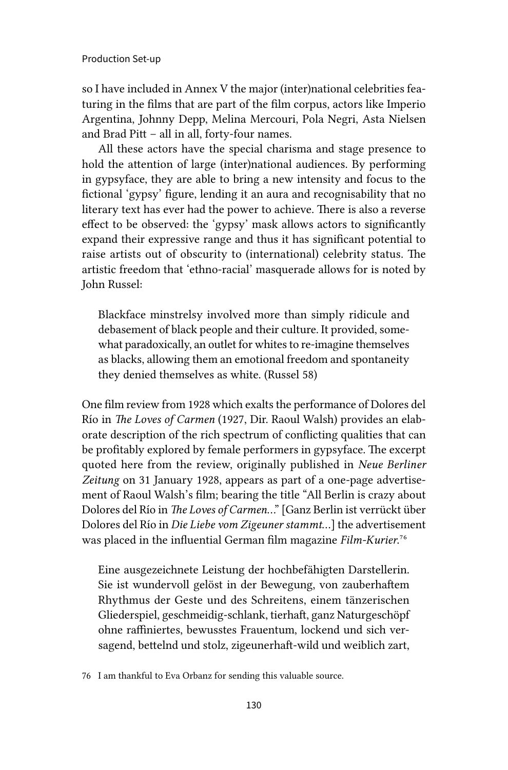so I have included in Annex V the major (inter)national celebrities featuring in the films that are part of the film corpus, actors like Imperio Argentina, Johnny Depp, Melina Mercouri, Pola Negri, Asta Nielsen and Brad Pitt – all in all, forty-four names.

All these actors have the special charisma and stage presence to hold the attention of large (inter)national audiences. By performing in gypsyface, they are able to bring a new intensity and focus to the fictional 'gypsy' figure, lending it an aura and recognisability that no literary text has ever had the power to achieve. There is also a reverse effect to be observed: the 'gypsy' mask allows actors to significantly expand their expressive range and thus it has significant potential to raise artists out of obscurity to (international) celebrity status. The artistic freedom that 'ethno-racial' masquerade allows for is noted by John Russel:

> Blackface minstrelsy involved more than simply ridicule and debasement of black people and their culture. It provided, somewhat paradoxically, an outlet for whites to re-imagine themselves as blacks, allowing them an emotional freedom and spontaneity they denied themselves as white. (Russel 58)

One film review from 1928 which exalts the performance of Dolores del Río in *The Loves of Carmen* (1927, Dir. Raoul Walsh) provides an elaborate description of the rich spectrum of conflicting qualities that can be profitably explored by female performers in gypsyface. The excerpt quoted here from the review, originally published in *Neue Berliner Zeitung* on 31 January 1928, appears as part of a one-page advertisement of Raoul Walsh's film; bearing the title "All Berlin is crazy about Dolores del Río in *The Loves of Carmen*…" [Ganz Berlin ist verrückt über Dolores del Río in *Die Liebe vom Zigeuner stammt*…] the advertisement was placed in the influential German film magazine *Film-Kurier*.[76]

> Eine ausgezeichnete Leistung der hochbefähigten Darstellerin. Sie ist wundervoll gelöst in der Bewegung, von zauberhaftem Rhythmus der Geste und des Schreitens, einem tänzerischen Gliederspiel, geschmeidig-schlank, tierhaft, ganz Naturgeschöpf ohne raffiniertes, bewusstes Frauentum, lockend und sich versagend, bettelnd und stolz, zigeunerhaft-wild und weiblich zart,

76 I am thankful to Eva Orbanz for sending this valuable source.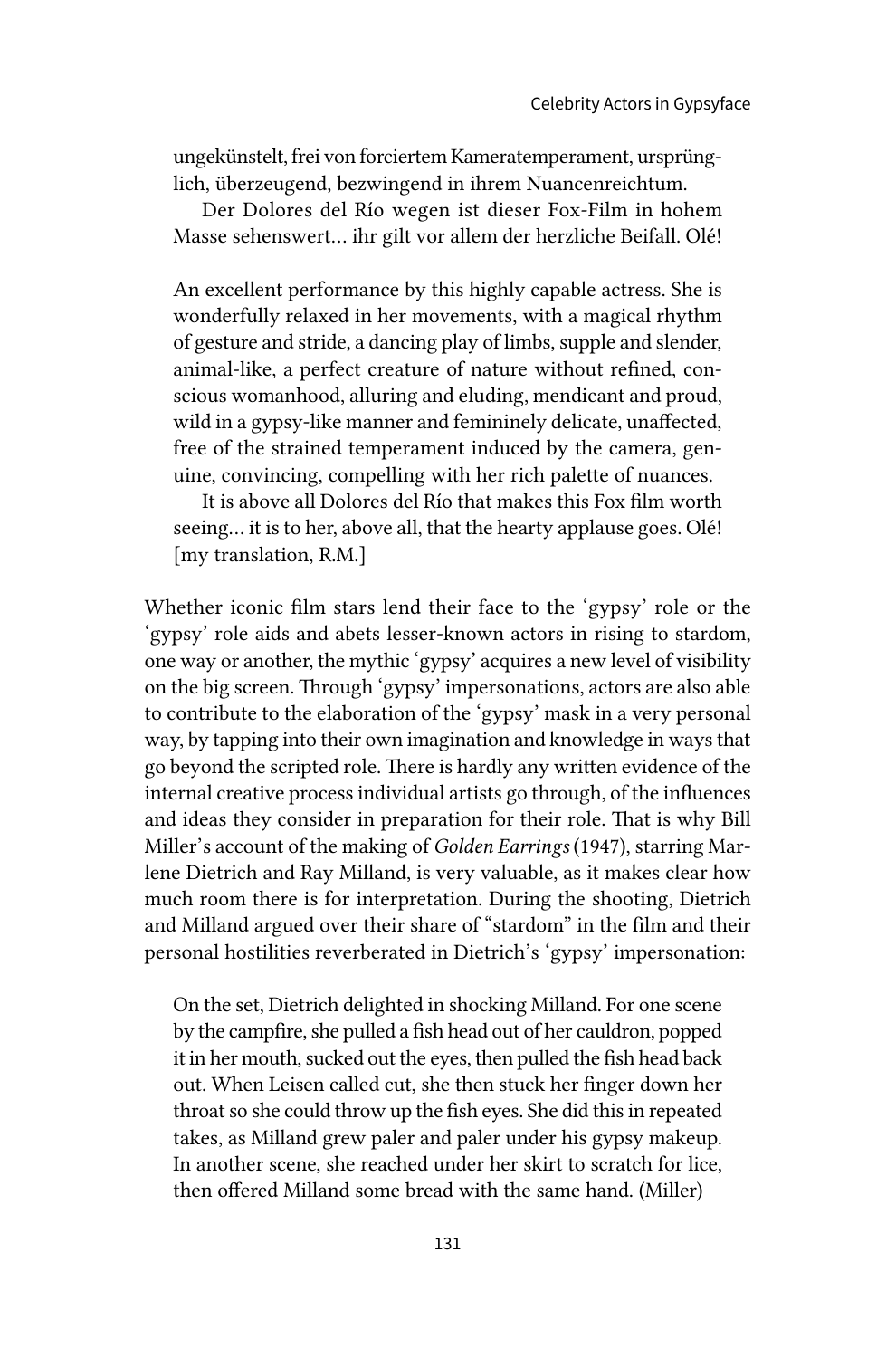> ungekünstelt, frei von forciertem Kameratemperament, ursprünglich, überzeugend, bezwingend in ihrem Nuancenreichtum.
>
> Der Dolores del Río wegen ist dieser Fox-Film in hohem Masse sehenswert… ihr gilt vor allem der herzliche Beifall. Olé!
>
> An excellent performance by this highly capable actress. She is wonderfully relaxed in her movements, with a magical rhythm of gesture and stride, a dancing play of limbs, supple and slender, animal-like, a perfect creature of nature without refined, conscious womanhood, alluring and eluding, mendicant and proud, wild in a gypsy-like manner and femininely delicate, unaffected, free of the strained temperament induced by the camera, genuine, convincing, compelling with her rich palette of nuances.
>
> It is above all Dolores del Río that makes this Fox film worth seeing… it is to her, above all, that the hearty applause goes. Olé! [my translation, R.M.]

Whether iconic film stars lend their face to the 'gypsy' role or the 'gypsy' role aids and abets lesser-known actors in rising to stardom, one way or another, the mythic 'gypsy' acquires a new level of visibility on the big screen. Through 'gypsy' impersonations, actors are also able to contribute to the elaboration of the 'gypsy' mask in a very personal way, by tapping into their own imagination and knowledge in ways that go beyond the scripted role. There is hardly any written evidence of the internal creative process individual artists go through, of the influences and ideas they consider in preparation for their role. That is why Bill Miller's account of the making of *Golden Earrings* (1947), starring Marlene Dietrich and Ray Milland, is very valuable, as it makes clear how much room there is for interpretation. During the shooting, Dietrich and Milland argued over their share of "stardom" in the film and their personal hostilities reverberated in Dietrich's 'gypsy' impersonation:

> On the set, Dietrich delighted in shocking Milland. For one scene by the campfire, she pulled a fish head out of her cauldron, popped it in her mouth, sucked out the eyes, then pulled the fish head back out. When Leisen called cut, she then stuck her finger down her throat so she could throw up the fish eyes. She did this in repeated takes, as Milland grew paler and paler under his gypsy makeup. In another scene, she reached under her skirt to scratch for lice, then offered Milland some bread with the same hand. (Miller)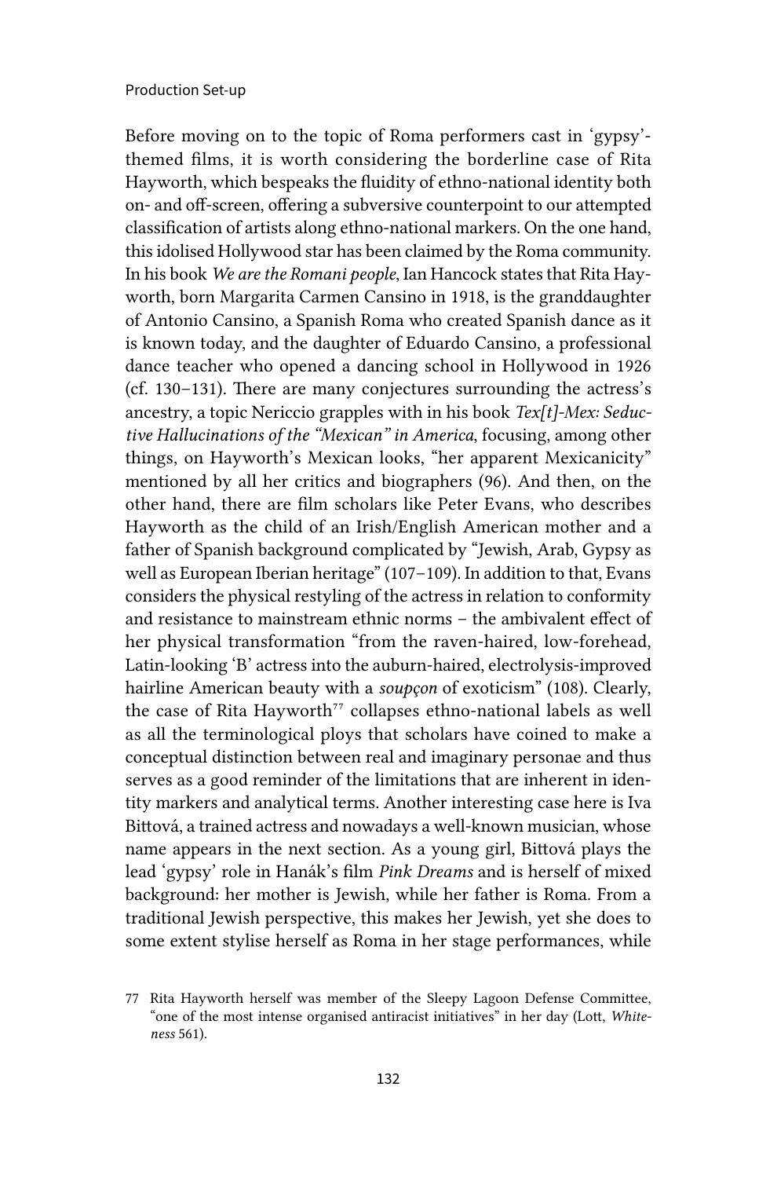Before moving on to the topic of Roma performers cast in 'gypsy'-themed films, it is worth considering the borderline case of Rita Hayworth, which bespeaks the fluidity of ethno-national identity both on- and off-screen, offering a subversive counterpoint to our attempted classification of artists along ethno-national markers. On the one hand, this idolised Hollywood star has been claimed by the Roma community. In his book *We are the Romani people*, Ian Hancock states that Rita Hayworth, born Margarita Carmen Cansino in 1918, is the granddaughter of Antonio Cansino, a Spanish Roma who created Spanish dance as it is known today, and the daughter of Eduardo Cansino, a professional dance teacher who opened a dancing school in Hollywood in 1926 (cf. 130–131). There are many conjectures surrounding the actress's ancestry, a topic Nericcio grapples with in his book *Tex[t]-Mex: Seductive Hallucinations of the "Mexican" in America*, focusing, among other things, on Hayworth's Mexican looks, "her apparent Mexicanicity" mentioned by all her critics and biographers (96). And then, on the other hand, there are film scholars like Peter Evans, who describes Hayworth as the child of an Irish/English American mother and a father of Spanish background complicated by "Jewish, Arab, Gypsy as well as European Iberian heritage" (107–109). In addition to that, Evans considers the physical restyling of the actress in relation to conformity and resistance to mainstream ethnic norms – the ambivalent effect of her physical transformation "from the raven-haired, low-forehead, Latin-looking 'B' actress into the auburn-haired, electrolysis-improved hairline American beauty with a *soupçon* of exoticism" (108). Clearly, the case of Rita Hayworth[77] collapses ethno-national labels as well as all the terminological ploys that scholars have coined to make a conceptual distinction between real and imaginary personae and thus serves as a good reminder of the limitations that are inherent in identity markers and analytical terms. Another interesting case here is Iva Bittová, a trained actress and nowadays a well-known musician, whose name appears in the next section. As a young girl, Bittová plays the lead 'gypsy' role in Hanák's film *Pink Dreams* and is herself of mixed background: her mother is Jewish, while her father is Roma. From a traditional Jewish perspective, this makes her Jewish, yet she does to some extent stylise herself as Roma in her stage performances, while

77 Rita Hayworth herself was member of the Sleepy Lagoon Defense Committee, "one of the most intense organised antiracist initiatives" in her day (Lott, *Whiteness* 561).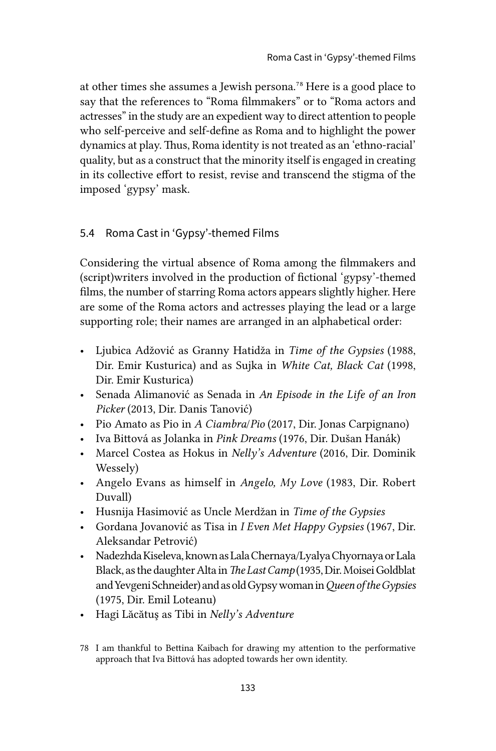at other times she assumes a Jewish persona.[78] Here is a good place to say that the references to "Roma filmmakers" or to "Roma actors and actresses" in the study are an expedient way to direct attention to people who self-perceive and self-define as Roma and to highlight the power dynamics at play. Thus, Roma identity is not treated as an 'ethno-racial' quality, but as a construct that the minority itself is engaged in creating in its collective effort to resist, revise and transcend the stigma of the imposed 'gypsy' mask.

## 5.4 Roma Cast in 'Gypsy'-themed Films

Considering the virtual absence of Roma among the filmmakers and (script)writers involved in the production of fictional 'gypsy'-themed films, the number of starring Roma actors appears slightly higher. Here are some of the Roma actors and actresses playing the lead or a large supporting role; their names are arranged in an alphabetical order:

- Ljubica Adžović as Granny Hatidža in *Time of the Gypsies* (1988, Dir. Emir Kusturica) and as Sujka in *White Cat, Black Cat* (1998, Dir. Emir Kusturica)
- Senada Alimanović as Senada in *An Episode in the Life of an Iron Picker* (2013, Dir. Danis Tanović)
- Pio Amato as Pio in *A Ciambra/Pio* (2017, Dir. Jonas Carpignano)
- Iva Bittová as Jolanka in *Pink Dreams* (1976, Dir. Dušan Hanák)
- Marcel Costea as Hokus in *Nelly's Adventure* (2016, Dir. Dominik Wessely)
- Angelo Evans as himself in *Angelo, My Love* (1983, Dir. Robert Duvall)
- Husnija Hasimović as Uncle Merdžan in *Time of the Gypsies*
- Gordana Jovanović as Tisa in *I Even Met Happy Gypsies* (1967, Dir. Aleksandar Petrović)
- Nadezhda Kiseleva, known as Lala Chernaya/Lyalya Chyornaya or Lala Black, as the daughter Alta in *The Last Camp* (1935, Dir. Moisei Goldblat and Yevgeni Schneider) and as old Gypsy woman in *Queen of the Gypsies* (1975, Dir. Emil Loteanu)
- Hagi Lăcătuş as Tibi in *Nelly's Adventure*

78 I am thankful to Bettina Kaibach for drawing my attention to the performative approach that Iva Bittová has adopted towards her own identity.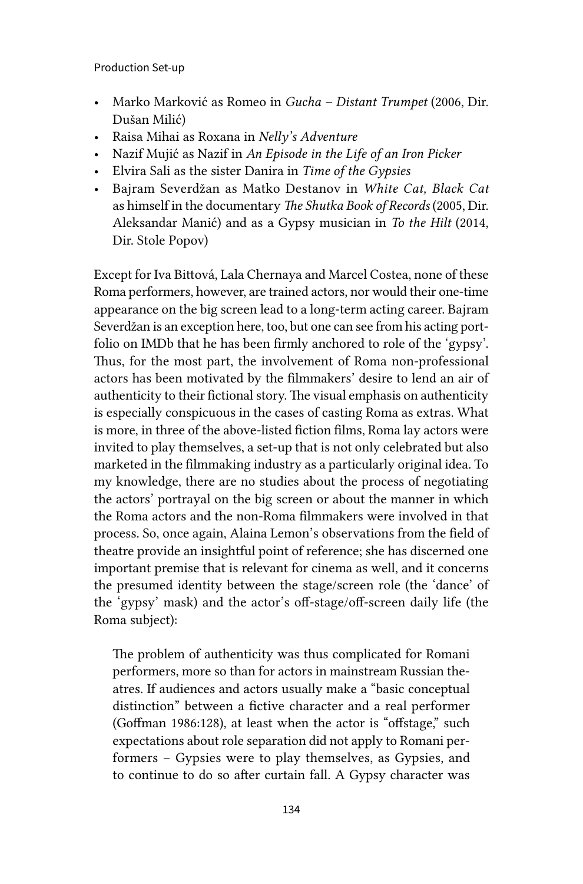- Marko Marković as Romeo in *Gucha – Distant Trumpet* (2006, Dir. Dušan Milić)
- Raisa Mihai as Roxana in *Nelly's Adventure*
- Nazif Mujić as Nazif in *An Episode in the Life of an Iron Picker*
- Elvira Sali as the sister Danira in *Time of the Gypsies*
- Bajram Severdžan as Matko Destanov in *White Cat, Black Cat* as himself in the documentary *The Shutka Book of Records* (2005, Dir. Aleksandar Manić) and as a Gypsy musician in *To the Hilt* (2014, Dir. Stole Popov)

Except for Iva Bittová, Lala Chernaya and Marcel Costea, none of these Roma performers, however, are trained actors, nor would their one-time appearance on the big screen lead to a long-term acting career. Bajram Severdžan is an exception here, too, but one can see from his acting portfolio on IMDb that he has been firmly anchored to role of the 'gypsy'. Thus, for the most part, the involvement of Roma non-professional actors has been motivated by the filmmakers' desire to lend an air of authenticity to their fictional story. The visual emphasis on authenticity is especially conspicuous in the cases of casting Roma as extras. What is more, in three of the above-listed fiction films, Roma lay actors were invited to play themselves, a set-up that is not only celebrated but also marketed in the filmmaking industry as a particularly original idea. To my knowledge, there are no studies about the process of negotiating the actors' portrayal on the big screen or about the manner in which the Roma actors and the non-Roma filmmakers were involved in that process. So, once again, Alaina Lemon's observations from the field of theatre provide an insightful point of reference; she has discerned one important premise that is relevant for cinema as well, and it concerns the presumed identity between the stage/screen role (the 'dance' of the 'gypsy' mask) and the actor's off-stage/off-screen daily life (the Roma subject):

> The problem of authenticity was thus complicated for Romani performers, more so than for actors in mainstream Russian theatres. If audiences and actors usually make a "basic conceptual distinction" between a fictive character and a real performer (Goffman 1986:128), at least when the actor is "offstage," such expectations about role separation did not apply to Romani performers – Gypsies were to play themselves, as Gypsies, and to continue to do so after curtain fall. A Gypsy character was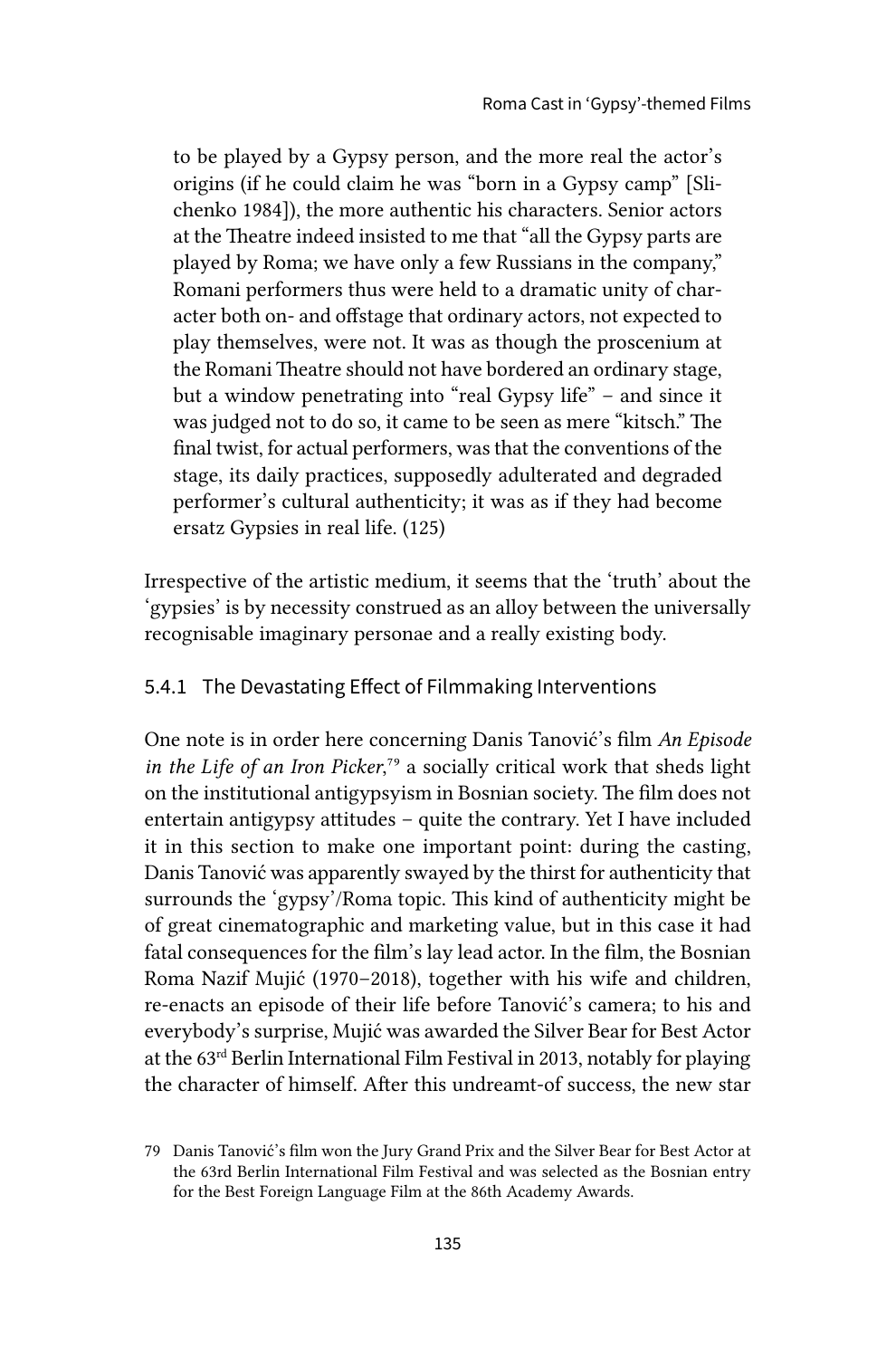> to be played by a Gypsy person, and the more real the actor's origins (if he could claim he was "born in a Gypsy camp" [Slichenko 1984]), the more authentic his characters. Senior actors at the Theatre indeed insisted to me that "all the Gypsy parts are played by Roma; we have only a few Russians in the company," Romani performers thus were held to a dramatic unity of character both on- and offstage that ordinary actors, not expected to play themselves, were not. It was as though the proscenium at the Romani Theatre should not have bordered an ordinary stage, but a window penetrating into "real Gypsy life" – and since it was judged not to do so, it came to be seen as mere "kitsch." The final twist, for actual performers, was that the conventions of the stage, its daily practices, supposedly adulterated and degraded performer's cultural authenticity; it was as if they had become ersatz Gypsies in real life. (125)

Irrespective of the artistic medium, it seems that the 'truth' about the 'gypsies' is by necessity construed as an alloy between the universally recognisable imaginary personae and a really existing body.

### 5.4.1 The Devastating Effect of Filmmaking Interventions

One note is in order here concerning Danis Tanović's film *An Episode in the Life of an Iron Picker*,[79] a socially critical work that sheds light on the institutional antigypsyism in Bosnian society. The film does not entertain antigypsy attitudes – quite the contrary. Yet I have included it in this section to make one important point: during the casting, Danis Tanović was apparently swayed by the thirst for authenticity that surrounds the 'gypsy'/Roma topic. This kind of authenticity might be of great cinematographic and marketing value, but in this case it had fatal consequences for the film's lay lead actor. In the film, the Bosnian Roma Nazif Mujić (1970–2018), together with his wife and children, re-enacts an episode of their life before Tanović's camera; to his and everybody's surprise, Mujić was awarded the Silver Bear for Best Actor at the 63rd Berlin International Film Festival in 2013, notably for playing the character of himself. After this undreamt-of success, the new star

79 Danis Tanović's film won the Jury Grand Prix and the Silver Bear for Best Actor at the 63rd Berlin International Film Festival and was selected as the Bosnian entry for the Best Foreign Language Film at the 86th Academy Awards.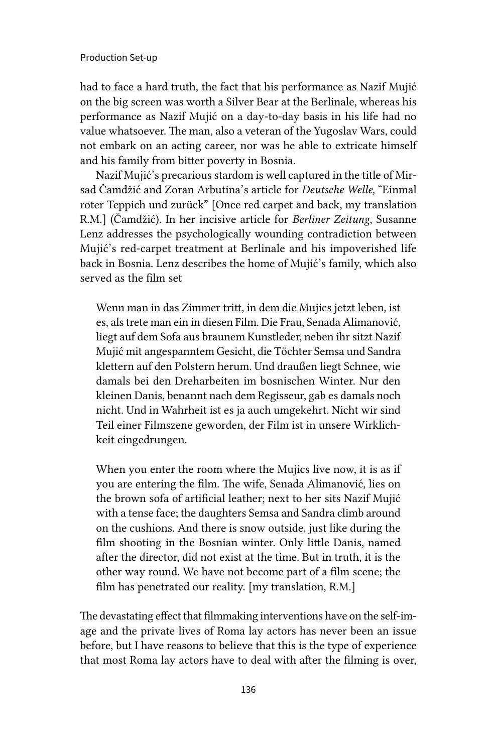had to face a hard truth, the fact that his performance as Nazif Mujić on the big screen was worth a Silver Bear at the Berlinale, whereas his performance as Nazif Mujić on a day-to-day basis in his life had no value whatsoever. The man, also a veteran of the Yugoslav Wars, could not embark on an acting career, nor was he able to extricate himself and his family from bitter poverty in Bosnia.

Nazif Mujić's precarious stardom is well captured in the title of Mirsad Čamdžić and Zoran Arbutina's article for *Deutsche Welle,* "Einmal roter Teppich und zurück" [Once red carpet and back, my translation R.M.] (Čamdžić). In her incisive article for *Berliner Zeitung*, Susanne Lenz addresses the psychologically wounding contradiction between Mujić's red-carpet treatment at Berlinale and his impoverished life back in Bosnia. Lenz describes the home of Mujić's family, which also served as the film set

> Wenn man in das Zimmer tritt, in dem die Mujics jetzt leben, ist es, als trete man ein in diesen Film. Die Frau, Senada Alimanović, liegt auf dem Sofa aus braunem Kunstleder, neben ihr sitzt Nazif Mujić mit angespanntem Gesicht, die Töchter Semsa und Sandra klettern auf den Polstern herum. Und draußen liegt Schnee, wie damals bei den Dreharbeiten im bosnischen Winter. Nur den kleinen Danis, benannt nach dem Regisseur, gab es damals noch nicht. Und in Wahrheit ist es ja auch umgekehrt. Nicht wir sind Teil einer Filmszene geworden, der Film ist in unsere Wirklichkeit eingedrungen.
>
> When you enter the room where the Mujics live now, it is as if you are entering the film. The wife, Senada Alimanović, lies on the brown sofa of artificial leather; next to her sits Nazif Mujić with a tense face; the daughters Semsa and Sandra climb around on the cushions. And there is snow outside, just like during the film shooting in the Bosnian winter. Only little Danis, named after the director, did not exist at the time. But in truth, it is the other way round. We have not become part of a film scene; the film has penetrated our reality. [my translation, R.M.]

The devastating effect that filmmaking interventions have on the self-image and the private lives of Roma lay actors has never been an issue before, but I have reasons to believe that this is the type of experience that most Roma lay actors have to deal with after the filming is over,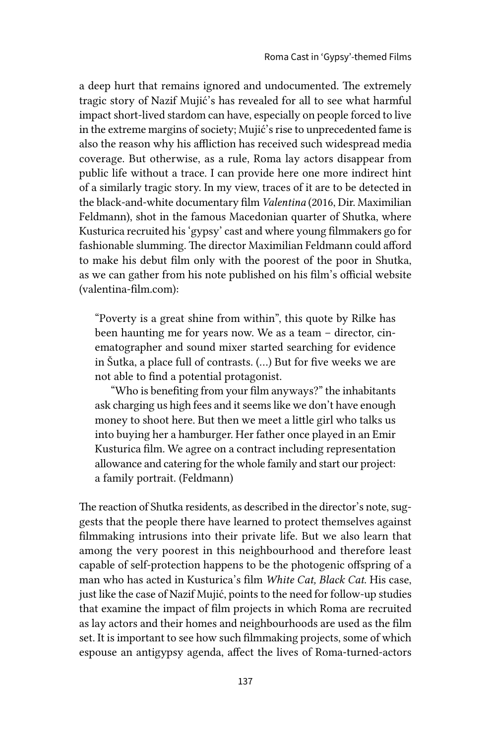a deep hurt that remains ignored and undocumented. The extremely tragic story of Nazif Mujić's has revealed for all to see what harmful impact short-lived stardom can have, especially on people forced to live in the extreme margins of society; Mujić's rise to unprecedented fame is also the reason why his affliction has received such widespread media coverage. But otherwise, as a rule, Roma lay actors disappear from public life without a trace. I can provide here one more indirect hint of a similarly tragic story. In my view, traces of it are to be detected in the black-and-white documentary film *Valentina* (2016, Dir. Maximilian Feldmann), shot in the famous Macedonian quarter of Shutka, where Kusturica recruited his 'gypsy' cast and where young filmmakers go for fashionable slumming. The director Maximilian Feldmann could afford to make his debut film only with the poorest of the poor in Shutka, as we can gather from his note published on his film's official website (valentina-film.com):

> "Poverty is a great shine from within", this quote by Rilke has been haunting me for years now. We as a team – director, cinematographer and sound mixer started searching for evidence in Šutka, a place full of contrasts. (…) But for five weeks we are not able to find a potential protagonist.
>
> "Who is benefiting from your film anyways?" the inhabitants ask charging us high fees and it seems like we don't have enough money to shoot here. But then we meet a little girl who talks us into buying her a hamburger. Her father once played in an Emir Kusturica film. We agree on a contract including representation allowance and catering for the whole family and start our project: a family portrait. (Feldmann)

The reaction of Shutka residents, as described in the director's note, suggests that the people there have learned to protect themselves against filmmaking intrusions into their private life. But we also learn that among the very poorest in this neighbourhood and therefore least capable of self-protection happens to be the photogenic offspring of a man who has acted in Kusturica's film *White Cat, Black Cat*. His case, just like the case of Nazif Mujić, points to the need for follow-up studies that examine the impact of film projects in which Roma are recruited as lay actors and their homes and neighbourhoods are used as the film set. It is important to see how such filmmaking projects, some of which espouse an antigypsy agenda, affect the lives of Roma-turned-actors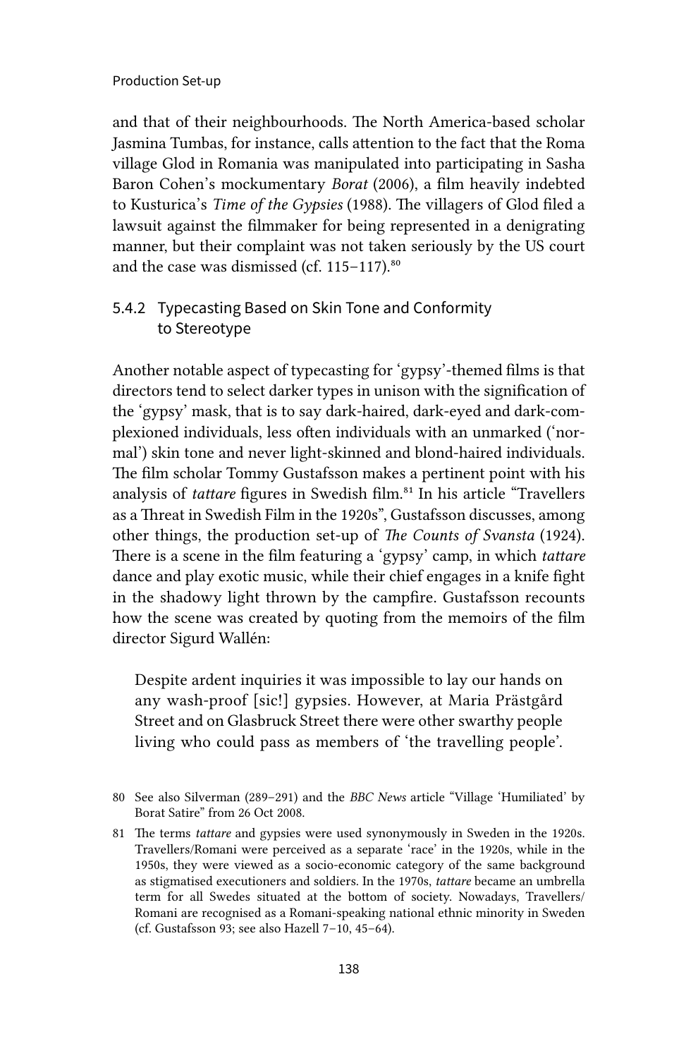and that of their neighbourhoods. The North America-based scholar Jasmina Tumbas, for instance, calls attention to the fact that the Roma village Glod in Romania was manipulated into participating in Sasha Baron Cohen's mockumentary *Borat* (2006), a film heavily indebted to Kusturica's *Time of the Gypsies* (1988). The villagers of Glod filed a lawsuit against the filmmaker for being represented in a denigrating manner, but their complaint was not taken seriously by the US court and the case was dismissed (cf. 115–117).[80]

### 5.4.2 Typecasting Based on Skin Tone and Conformity to Stereotype

Another notable aspect of typecasting for 'gypsy'-themed films is that directors tend to select darker types in unison with the signification of the 'gypsy' mask, that is to say dark-haired, dark-eyed and dark-complexioned individuals, less often individuals with an unmarked ('normal') skin tone and never light-skinned and blond-haired individuals. The film scholar Tommy Gustafsson makes a pertinent point with his analysis of *tattare* figures in Swedish film.[81] In his article "Travellers as a Threat in Swedish Film in the 1920s", Gustafsson discusses, among other things, the production set-up of *The Counts of Svansta* (1924). There is a scene in the film featuring a 'gypsy' camp, in which *tattare* dance and play exotic music, while their chief engages in a knife fight in the shadowy light thrown by the campfire. Gustafsson recounts how the scene was created by quoting from the memoirs of the film director Sigurd Wallén:

> Despite ardent inquiries it was impossible to lay our hands on any wash-proof [sic!] gypsies. However, at Maria Prästgård Street and on Glasbruck Street there were other swarthy people living who could pass as members of 'the travelling people'.

80 See also Silverman (289–291) and the *BBC News* article "Village 'Humiliated' by Borat Satire" from 26 Oct 2008.

81 The terms *tattare* and gypsies were used synonymously in Sweden in the 1920s. Travellers/Romani were perceived as a separate 'race' in the 1920s, while in the 1950s, they were viewed as a socio-economic category of the same background as stigmatised executioners and soldiers. In the 1970s, *tattare* became an umbrella term for all Swedes situated at the bottom of society. Nowadays, Travellers/Romani are recognised as a Romani-speaking national ethnic minority in Sweden (cf. Gustafsson 93; see also Hazell 7–10, 45–64).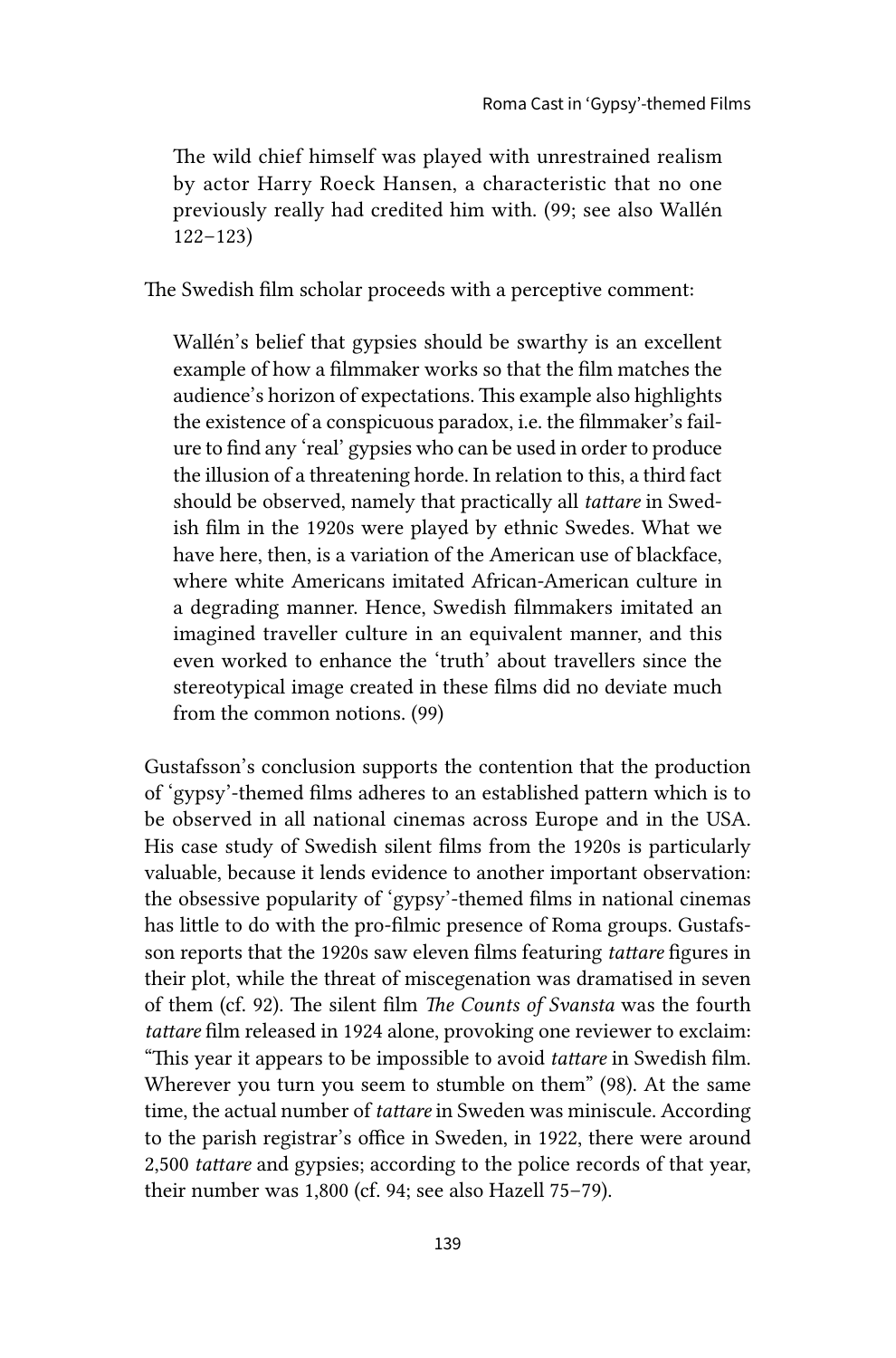> The wild chief himself was played with unrestrained realism by actor Harry Roeck Hansen, a characteristic that no one previously really had credited him with. (99; see also Wallén 122–123)

The Swedish film scholar proceeds with a perceptive comment:

> Wallén's belief that gypsies should be swarthy is an excellent example of how a filmmaker works so that the film matches the audience's horizon of expectations. This example also highlights the existence of a conspicuous paradox, i.e. the filmmaker's failure to find any 'real' gypsies who can be used in order to produce the illusion of a threatening horde. In relation to this, a third fact should be observed, namely that practically all *tattare* in Swedish film in the 1920s were played by ethnic Swedes. What we have here, then, is a variation of the American use of blackface, where white Americans imitated African-American culture in a degrading manner. Hence, Swedish filmmakers imitated an imagined traveller culture in an equivalent manner, and this even worked to enhance the 'truth' about travellers since the stereotypical image created in these films did no deviate much from the common notions. (99)

Gustafsson's conclusion supports the contention that the production of 'gypsy'-themed films adheres to an established pattern which is to be observed in all national cinemas across Europe and in the USA. His case study of Swedish silent films from the 1920s is particularly valuable, because it lends evidence to another important observation: the obsessive popularity of 'gypsy'-themed films in national cinemas has little to do with the pro-filmic presence of Roma groups. Gustafsson reports that the 1920s saw eleven films featuring *tattare* figures in their plot, while the threat of miscegenation was dramatised in seven of them (cf. 92). The silent film *The Counts of Svansta* was the fourth *tattare* film released in 1924 alone, provoking one reviewer to exclaim: "This year it appears to be impossible to avoid *tattare* in Swedish film. Wherever you turn you seem to stumble on them" (98). At the same time, the actual number of *tattare* in Sweden was miniscule. According to the parish registrar's office in Sweden, in 1922, there were around 2,500 *tattare* and gypsies; according to the police records of that year, their number was 1,800 (cf. 94; see also Hazell 75–79).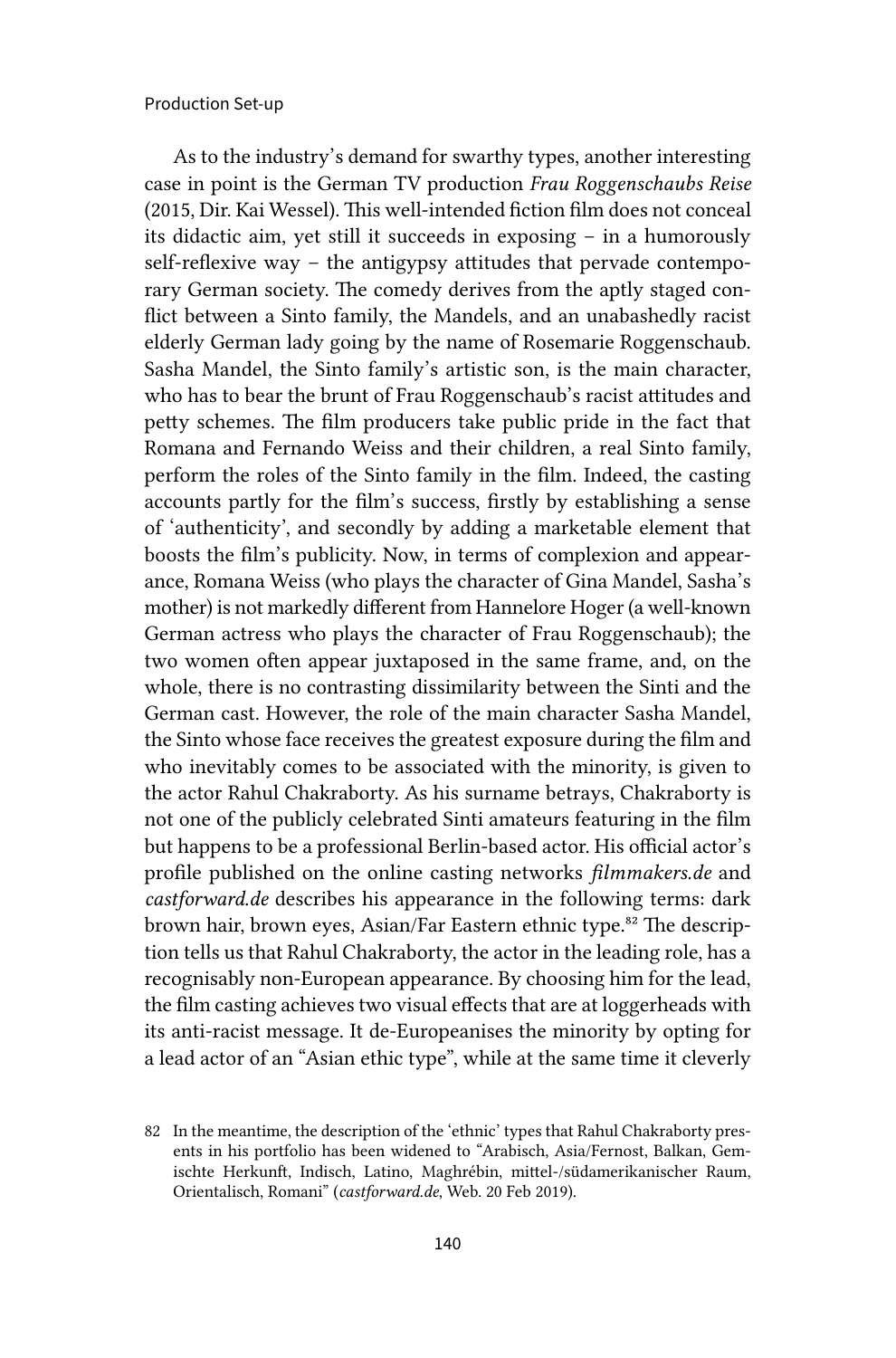As to the industry's demand for swarthy types, another interesting case in point is the German TV production *Frau Roggenschaubs Reise* (2015, Dir. Kai Wessel). This well-intended fiction film does not conceal its didactic aim, yet still it succeeds in exposing – in a humorously self-reflexive way – the antigypsy attitudes that pervade contemporary German society. The comedy derives from the aptly staged conflict between a Sinto family, the Mandels, and an unabashedly racist elderly German lady going by the name of Rosemarie Roggenschaub. Sasha Mandel, the Sinto family's artistic son, is the main character, who has to bear the brunt of Frau Roggenschaub's racist attitudes and petty schemes. The film producers take public pride in the fact that Romana and Fernando Weiss and their children, a real Sinto family, perform the roles of the Sinto family in the film. Indeed, the casting accounts partly for the film's success, firstly by establishing a sense of 'authenticity', and secondly by adding a marketable element that boosts the film's publicity. Now, in terms of complexion and appearance, Romana Weiss (who plays the character of Gina Mandel, Sasha's mother) is not markedly different from Hannelore Hoger (a well-known German actress who plays the character of Frau Roggenschaub); the two women often appear juxtaposed in the same frame, and, on the whole, there is no contrasting dissimilarity between the Sinti and the German cast. However, the role of the main character Sasha Mandel, the Sinto whose face receives the greatest exposure during the film and who inevitably comes to be associated with the minority, is given to the actor Rahul Chakraborty. As his surname betrays, Chakraborty is not one of the publicly celebrated Sinti amateurs featuring in the film but happens to be a professional Berlin-based actor. His official actor's profile published on the online casting networks *filmmakers.de* and *castforward.de* describes his appearance in the following terms: dark brown hair, brown eyes, Asian/Far Eastern ethnic type.[82] The description tells us that Rahul Chakraborty, the actor in the leading role, has a recognisably non-European appearance. By choosing him for the lead, the film casting achieves two visual effects that are at loggerheads with its anti-racist message. It de-Europeanises the minority by opting for a lead actor of an "Asian ethic type", while at the same time it cleverly

82 In the meantime, the description of the 'ethnic' types that Rahul Chakraborty presents in his portfolio has been widened to "Arabisch, Asia/Fernost, Balkan, Gemischte Herkunft, Indisch, Latino, Maghrébin, mittel-/südamerikanischer Raum, Orientalisch, Romani" (*castforward.de*, Web. 20 Feb 2019).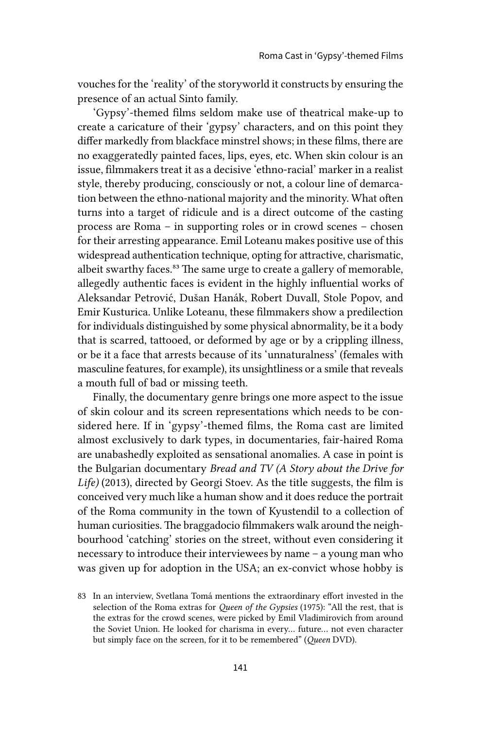vouches for the 'reality' of the storyworld it constructs by ensuring the presence of an actual Sinto family.

'Gypsy'-themed films seldom make use of theatrical make-up to create a caricature of their 'gypsy' characters, and on this point they differ markedly from blackface minstrel shows; in these films, there are no exaggeratedly painted faces, lips, eyes, etc. When skin colour is an issue, filmmakers treat it as a decisive 'ethno-racial' marker in a realist style, thereby producing, consciously or not, a colour line of demarcation between the ethno-national majority and the minority. What often turns into a target of ridicule and is a direct outcome of the casting process are Roma – in supporting roles or in crowd scenes – chosen for their arresting appearance. Emil Loteanu makes positive use of this widespread authentication technique, opting for attractive, charismatic, albeit swarthy faces.[83] The same urge to create a gallery of memorable, allegedly authentic faces is evident in the highly influential works of Aleksandar Petrović, Dušan Hanák, Robert Duvall, Stole Popov, and Emir Kusturica. Unlike Loteanu, these filmmakers show a predilection for individuals distinguished by some physical abnormality, be it a body that is scarred, tattooed, or deformed by age or by a crippling illness, or be it a face that arrests because of its 'unnaturalness' (females with masculine features, for example), its unsightliness or a smile that reveals a mouth full of bad or missing teeth.

Finally, the documentary genre brings one more aspect to the issue of skin colour and its screen representations which needs to be considered here. If in 'gypsy'-themed films, the Roma cast are limited almost exclusively to dark types, in documentaries, fair-haired Roma are unabashedly exploited as sensational anomalies. A case in point is the Bulgarian documentary *Bread and TV (A Story about the Drive for Life)* (2013), directed by Georgi Stoev. As the title suggests, the film is conceived very much like a human show and it does reduce the portrait of the Roma community in the town of Kyustendil to a collection of human curiosities. The braggadocio filmmakers walk around the neighbourhood 'catching' stories on the street, without even considering it necessary to introduce their interviewees by name – a young man who was given up for adoption in the USA; an ex-convict whose hobby is

83 In an interview, Svetlana Tomá mentions the extraordinary effort invested in the selection of the Roma extras for *Queen of the Gypsies* (1975): "All the rest, that is the extras for the crowd scenes, were picked by Emil Vladimirovich from around the Soviet Union. He looked for charisma in every… future… not even character but simply face on the screen, for it to be remembered" (*Queen* DVD).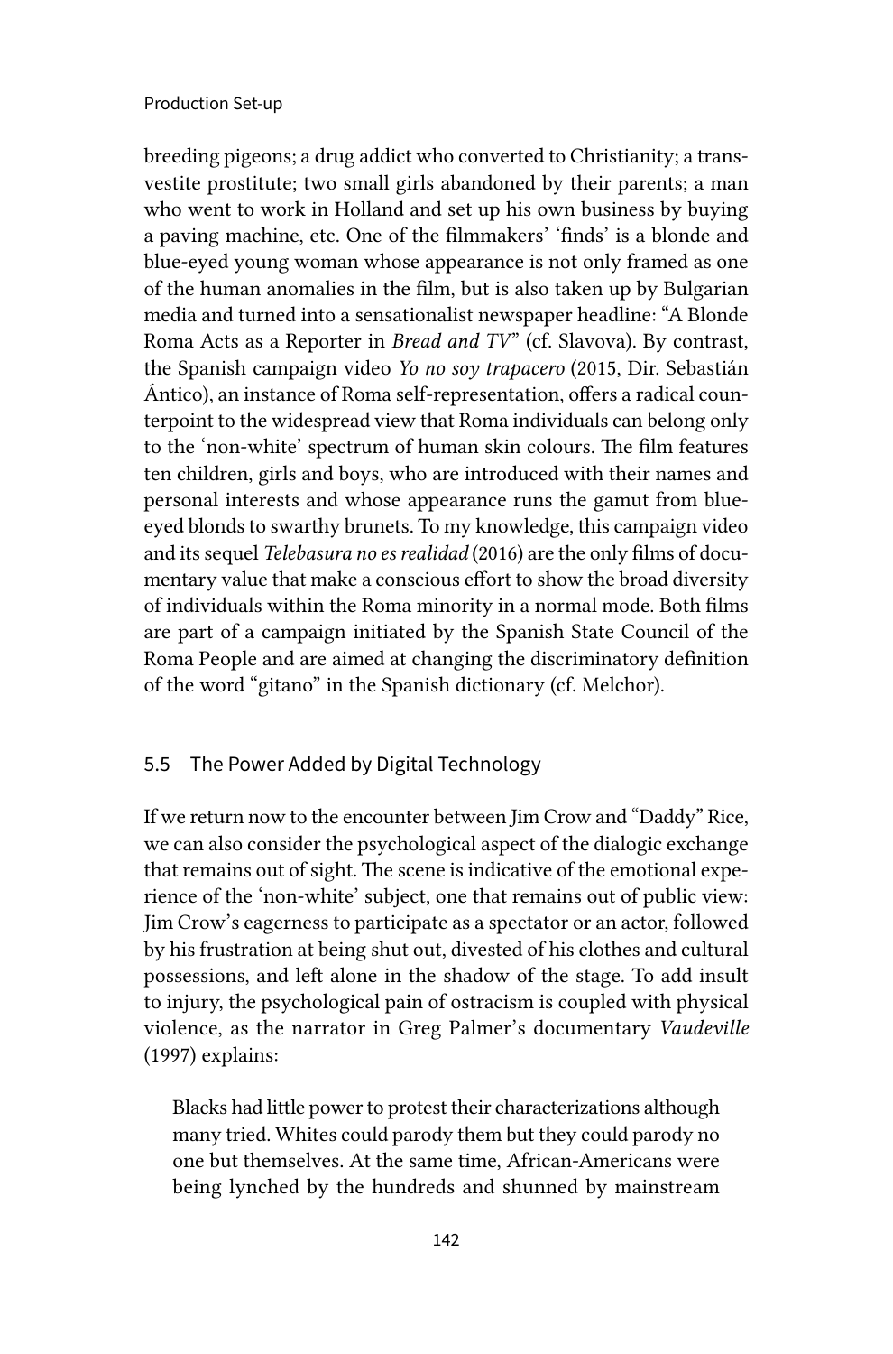breeding pigeons; a drug addict who converted to Christianity; a transvestite prostitute; two small girls abandoned by their parents; a man who went to work in Holland and set up his own business by buying a paving machine, etc. One of the filmmakers' 'finds' is a blonde and blue-eyed young woman whose appearance is not only framed as one of the human anomalies in the film, but is also taken up by Bulgarian media and turned into a sensationalist newspaper headline: "A Blonde Roma Acts as a Reporter in *Bread and TV*" (cf. Slavova). By contrast, the Spanish campaign video *Yo no soy trapacero* (2015, Dir. Sebastián Ántico), an instance of Roma self-representation, offers a radical counterpoint to the widespread view that Roma individuals can belong only to the 'non-white' spectrum of human skin colours. The film features ten children, girls and boys, who are introduced with their names and personal interests and whose appearance runs the gamut from blue-eyed blonds to swarthy brunets. To my knowledge, this campaign video and its sequel *Telebasura no es realidad* (2016) are the only films of documentary value that make a conscious effort to show the broad diversity of individuals within the Roma minority in a normal mode. Both films are part of a campaign initiated by the Spanish State Council of the Roma People and are aimed at changing the discriminatory definition of the word "gitano" in the Spanish dictionary (cf. Melchor).

## 5.5 The Power Added by Digital Technology

If we return now to the encounter between Jim Crow and "Daddy" Rice, we can also consider the psychological aspect of the dialogic exchange that remains out of sight. The scene is indicative of the emotional experience of the 'non-white' subject, one that remains out of public view: Jim Crow's eagerness to participate as a spectator or an actor, followed by his frustration at being shut out, divested of his clothes and cultural possessions, and left alone in the shadow of the stage. To add insult to injury, the psychological pain of ostracism is coupled with physical violence, as the narrator in Greg Palmer's documentary *Vaudeville* (1997) explains:

> Blacks had little power to protest their characterizations although many tried. Whites could parody them but they could parody no one but themselves. At the same time, African-Americans were being lynched by the hundreds and shunned by mainstream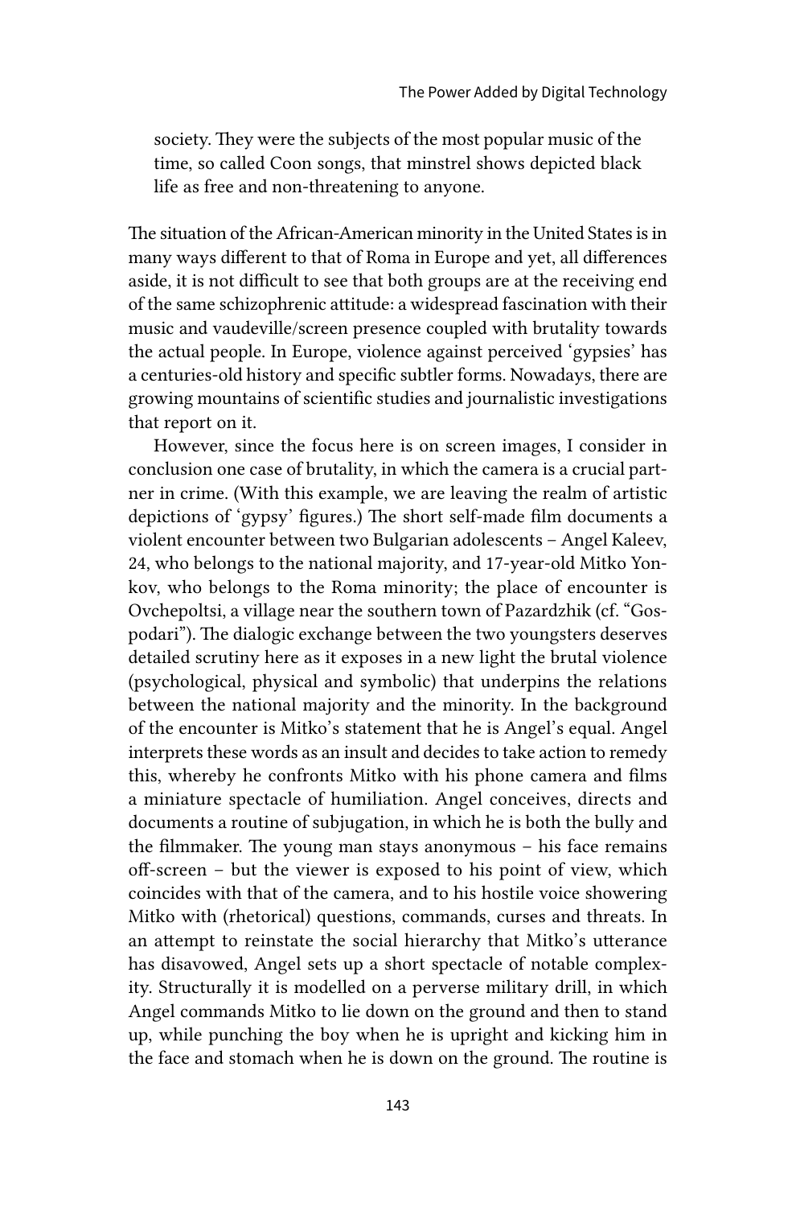society. They were the subjects of the most popular music of the time, so called Coon songs, that minstrel shows depicted black life as free and non-threatening to anyone.

The situation of the African-American minority in the United States is in many ways different to that of Roma in Europe and yet, all differences aside, it is not difficult to see that both groups are at the receiving end of the same schizophrenic attitude: a widespread fascination with their music and vaudeville/screen presence coupled with brutality towards the actual people. In Europe, violence against perceived 'gypsies' has a centuries-old history and specific subtler forms. Nowadays, there are growing mountains of scientific studies and journalistic investigations that report on it.

However, since the focus here is on screen images, I consider in conclusion one case of brutality, in which the camera is a crucial partner in crime. (With this example, we are leaving the realm of artistic depictions of 'gypsy' figures.) The short self-made film documents a violent encounter between two Bulgarian adolescents – Angel Kaleev, 24, who belongs to the national majority, and 17-year-old Mitko Yonkov, who belongs to the Roma minority; the place of encounter is Ovchepoltsi, a village near the southern town of Pazardzhik (cf. "Gospodari"). The dialogic exchange between the two youngsters deserves detailed scrutiny here as it exposes in a new light the brutal violence (psychological, physical and symbolic) that underpins the relations between the national majority and the minority. In the background of the encounter is Mitko's statement that he is Angel's equal. Angel interprets these words as an insult and decides to take action to remedy this, whereby he confronts Mitko with his phone camera and films a miniature spectacle of humiliation. Angel conceives, directs and documents a routine of subjugation, in which he is both the bully and the filmmaker. The young man stays anonymous – his face remains off-screen – but the viewer is exposed to his point of view, which coincides with that of the camera, and to his hostile voice showering Mitko with (rhetorical) questions, commands, curses and threats. In an attempt to reinstate the social hierarchy that Mitko's utterance has disavowed, Angel sets up a short spectacle of notable complexity. Structurally it is modelled on a perverse military drill, in which Angel commands Mitko to lie down on the ground and then to stand up, while punching the boy when he is upright and kicking him in the face and stomach when he is down on the ground. The routine is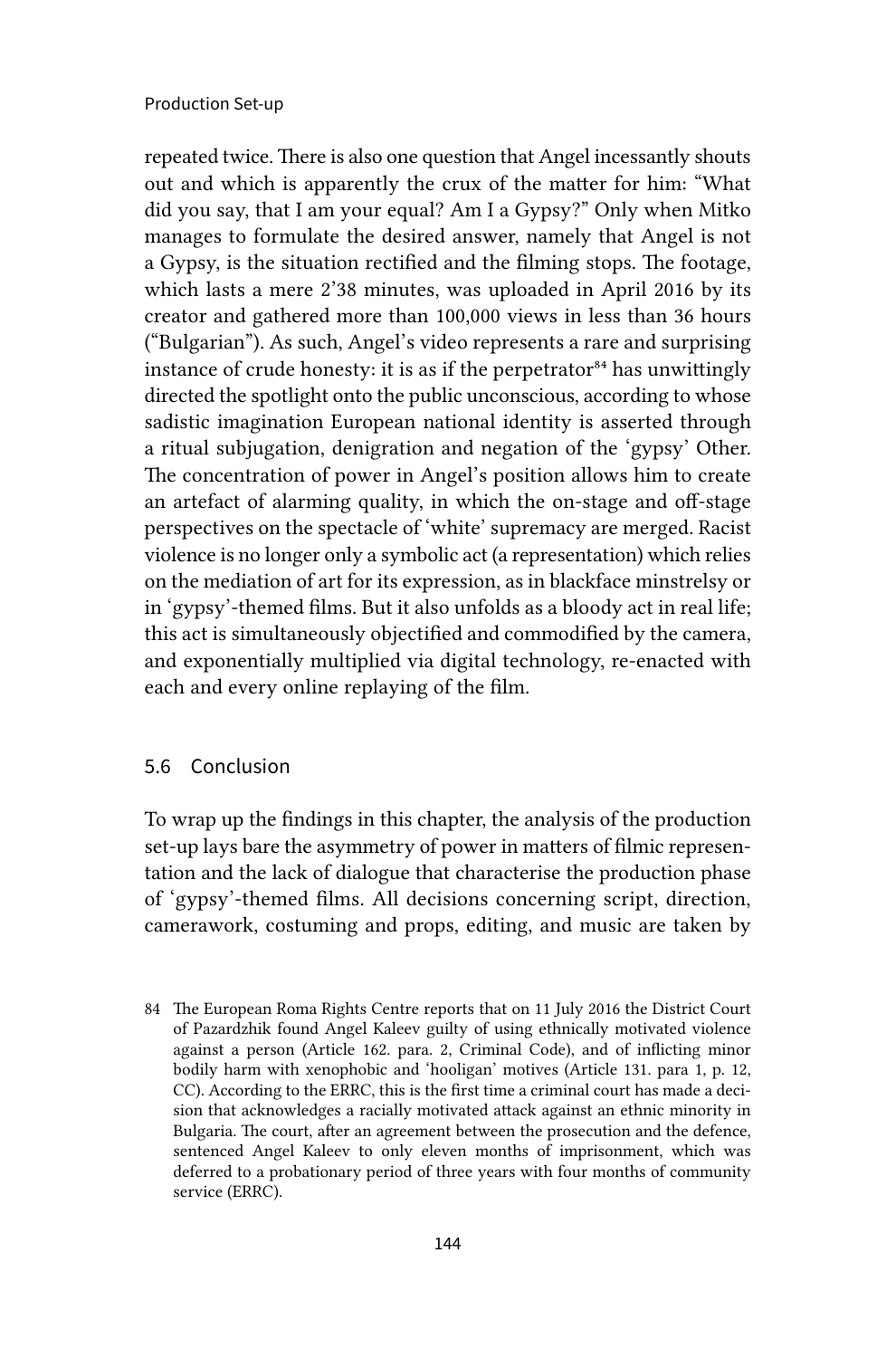repeated twice. There is also one question that Angel incessantly shouts out and which is apparently the crux of the matter for him: "What did you say, that I am your equal? Am I a Gypsy?" Only when Mitko manages to formulate the desired answer, namely that Angel is not a Gypsy, is the situation rectified and the filming stops. The footage, which lasts a mere 2'38 minutes, was uploaded in April 2016 by its creator and gathered more than 100,000 views in less than 36 hours ("Bulgarian"). As such, Angel's video represents a rare and surprising instance of crude honesty: it is as if the perpetrator[84] has unwittingly directed the spotlight onto the public unconscious, according to whose sadistic imagination European national identity is asserted through a ritual subjugation, denigration and negation of the 'gypsy' Other. The concentration of power in Angel's position allows him to create an artefact of alarming quality, in which the on-stage and off-stage perspectives on the spectacle of 'white' supremacy are merged. Racist violence is no longer only a symbolic act (a representation) which relies on the mediation of art for its expression, as in blackface minstrelsy or in 'gypsy'-themed films. But it also unfolds as a bloody act in real life; this act is simultaneously objectified and commodified by the camera, and exponentially multiplied via digital technology, re-enacted with each and every online replaying of the film.

## 5.6 Conclusion

To wrap up the findings in this chapter, the analysis of the production set-up lays bare the asymmetry of power in matters of filmic representation and the lack of dialogue that characterise the production phase of 'gypsy'-themed films. All decisions concerning script, direction, camerawork, costuming and props, editing, and music are taken by

84 The European Roma Rights Centre reports that on 11 July 2016 the District Court of Pazardzhik found Angel Kaleev guilty of using ethnically motivated violence against a person (Article 162. para. 2, Criminal Code), and of inflicting minor bodily harm with xenophobic and 'hooligan' motives (Article 131. para 1, p. 12, CC). According to the ERRC, this is the first time a criminal court has made a decision that acknowledges a racially motivated attack against an ethnic minority in Bulgaria. The court, after an agreement between the prosecution and the defence, sentenced Angel Kaleev to only eleven months of imprisonment, which was deferred to a probationary period of three years with four months of community service (ERRC).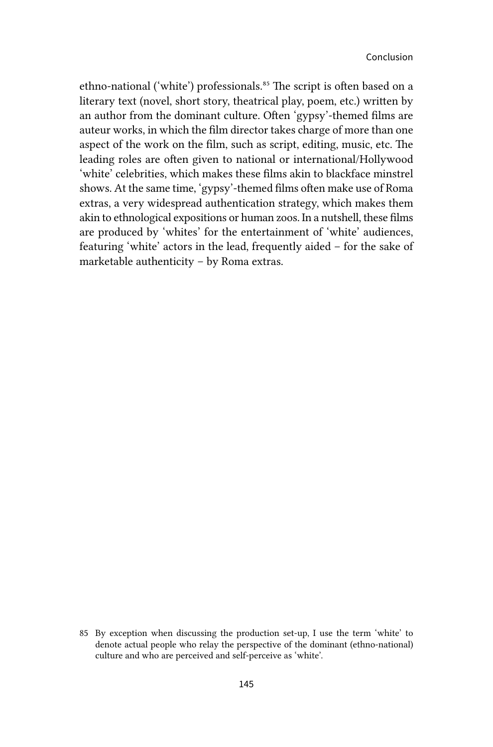ethno-national ('white') professionals.[85] The script is often based on a literary text (novel, short story, theatrical play, poem, etc.) written by an author from the dominant culture. Often 'gypsy'-themed films are auteur works, in which the film director takes charge of more than one aspect of the work on the film, such as script, editing, music, etc. The leading roles are often given to national or international/Hollywood 'white' celebrities, which makes these films akin to blackface minstrel shows. At the same time, 'gypsy'-themed films often make use of Roma extras, a very widespread authentication strategy, which makes them akin to ethnological expositions or human zoos. In a nutshell, these films are produced by 'whites' for the entertainment of 'white' audiences, featuring 'white' actors in the lead, frequently aided – for the sake of marketable authenticity – by Roma extras.

85 By exception when discussing the production set-up, I use the term 'white' to denote actual people who relay the perspective of the dominant (ethno-national) culture and who are perceived and self-perceive as 'white'.